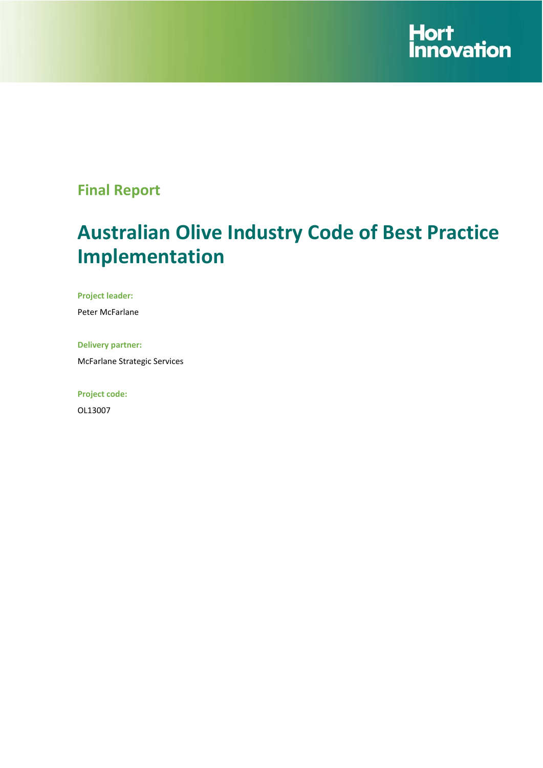Hort Innovation

## Final Report

# Australian Olive Industry Code of Best Practice Implementation

**Project leader:**

Peter McFarlane

**Delivery partner:**

McFarlane Strategic Services

**Project code:**

OL13007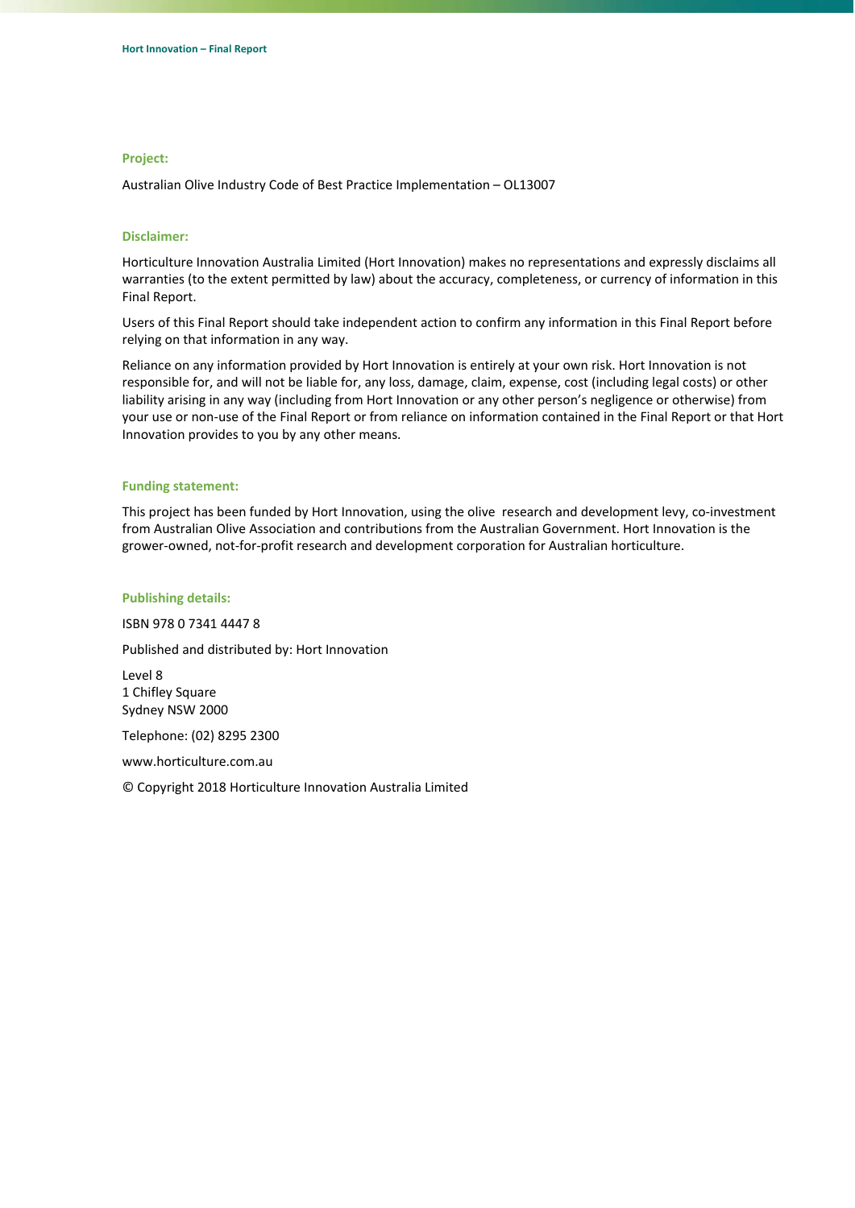**Project:**

Australian Olive Industry Code of Best Practice Implementation – OL13007

**Disclaimer:**

Horticulture Innovation Australia Limited (Hort Innovation) makes no representations and expressly disclaims all warranties (to the extent permitted by law) about the accuracy, completeness, or currency of information in this Final Report.

Users of this Final Report should take independent action to confirm any information in this Final Report before relying on that information in any way.

Reliance on any information provided by Hort Innovation is entirely at your own risk. Hort Innovation is not responsible for, and will not be liable for, any loss, damage, claim, expense, cost (including legal costs) or other liability arising in any way (including from Hort Innovation or any other person's negligence or otherwise) from your use or non-use of the Final Report or from reliance on information contained in the Final Report or that Hort Innovation provides to you by any other means.

**Funding statement:**

This project has been funded by Hort Innovation, using the olive research and development levy, co-investment from Australian Olive Association and contributions from the Australian Government. Hort Innovation is the grower-owned, not-for-profit research and development corporation for Australian horticulture.

**Publishing details:**

ISBN 978 0 7341 4447 8

Published and distributed by: Hort Innovation

Level 8
1 Chifley Square
Sydney NSW 2000

Telephone: (02) 8295 2300

www.horticulture.com.au

© Copyright 2018 Horticulture Innovation Australia Limited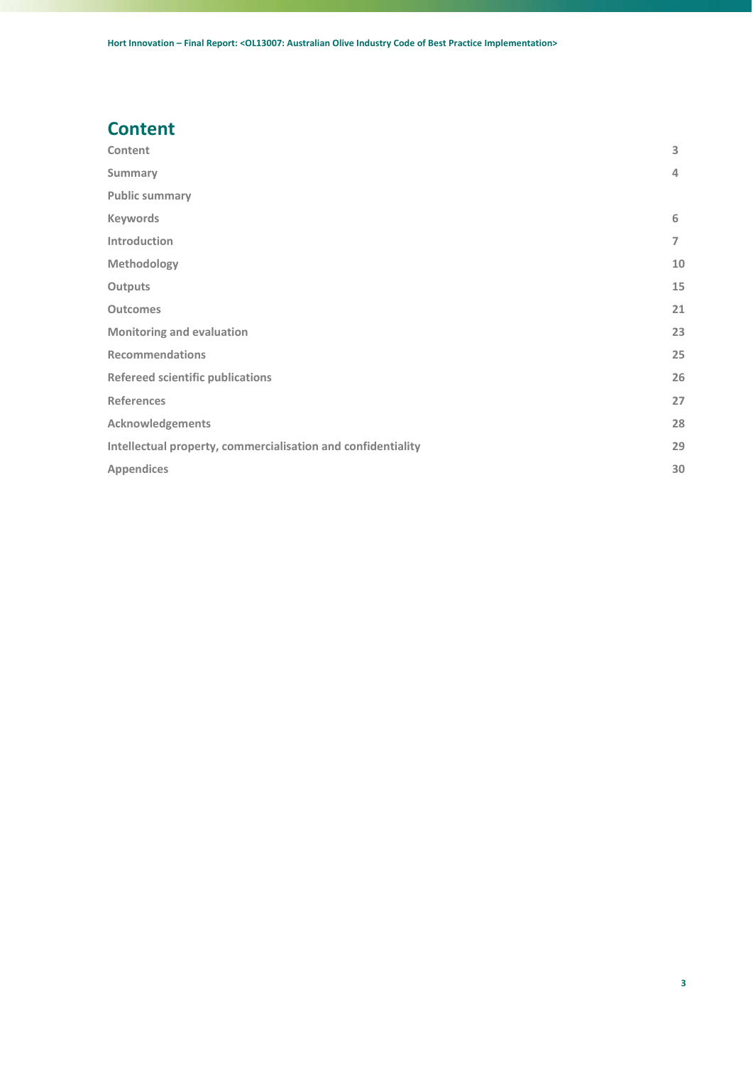# Content

| | |
|---|---|
| Content | 3 |
| Summary | 4 |
| Public summary | |
| Keywords | 6 |
| Introduction | 7 |
| Methodology | 10 |
| Outputs | 15 |
| Outcomes | 21 |
| Monitoring and evaluation | 23 |
| Recommendations | 25 |
| Refereed scientific publications | 26 |
| References | 27 |
| Acknowledgements | 28 |
| Intellectual property, commercialisation and confidentiality | 29 |
| Appendices | 30 |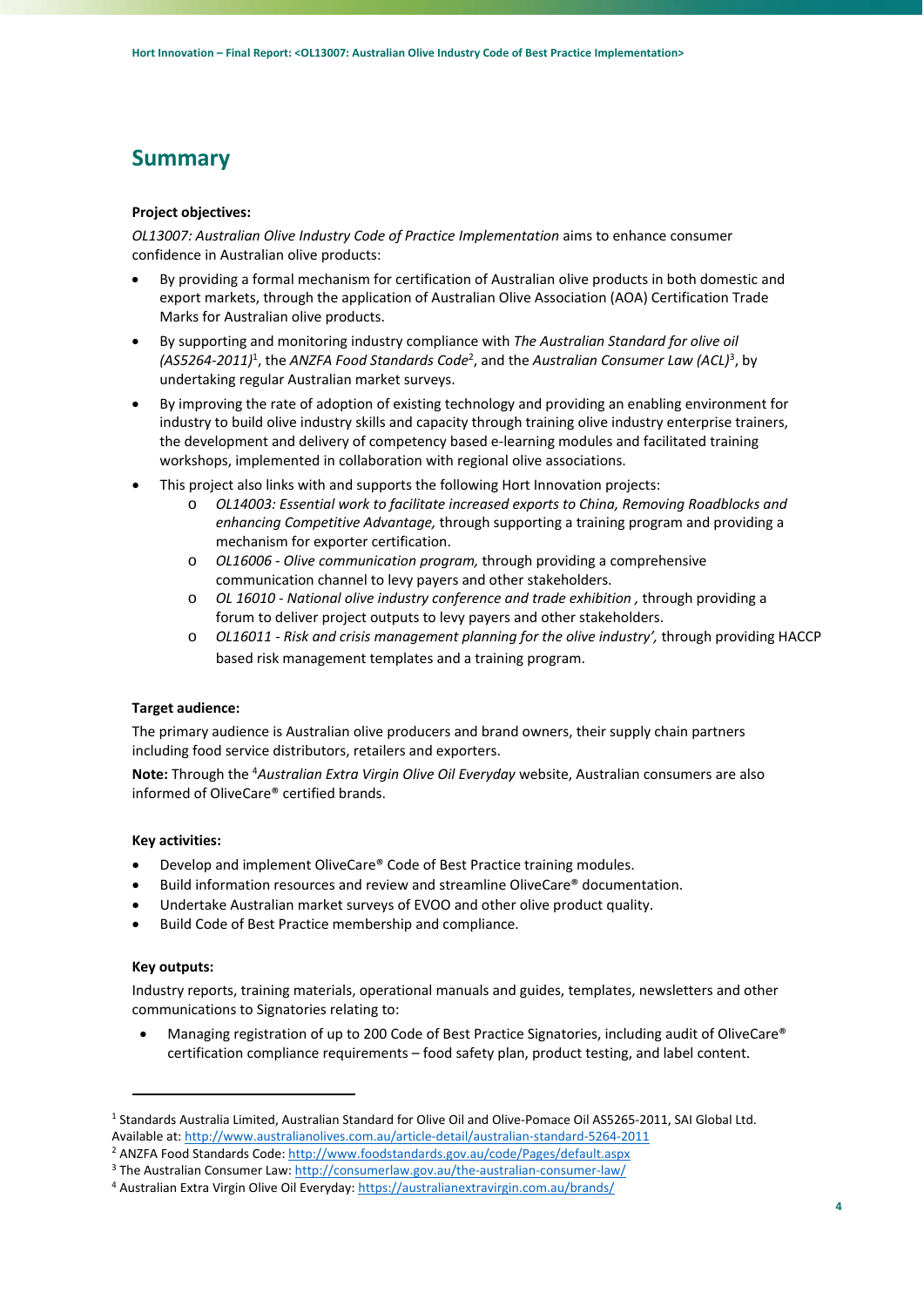## Summary

**Project objectives:**

*OL13007: Australian Olive Industry Code of Practice Implementation* aims to enhance consumer confidence in Australian olive products:

- By providing a formal mechanism for certification of Australian olive products in both domestic and export markets, through the application of Australian Olive Association (AOA) Certification Trade Marks for Australian olive products.
- By supporting and monitoring industry compliance with *The Australian Standard for olive oil (AS5264-2011)*[1], the *ANZFA Food Standards Code*[2], and the *Australian Consumer Law (ACL)*[3], by undertaking regular Australian market surveys.
- By improving the rate of adoption of existing technology and providing an enabling environment for industry to build olive industry skills and capacity through training olive industry enterprise trainers, the development and delivery of competency based e-learning modules and facilitated training workshops, implemented in collaboration with regional olive associations.
- This project also links with and supports the following Hort Innovation projects:
  - *OL14003: Essential work to facilitate increased exports to China, Removing Roadblocks and enhancing Competitive Advantage,* through supporting a training program and providing a mechanism for exporter certification.
  - *OL16006 - Olive communication program,* through providing a comprehensive communication channel to levy payers and other stakeholders.
  - *OL 16010 - National olive industry conference and trade exhibition ,* through providing a forum to deliver project outputs to levy payers and other stakeholders.
  - *OL16011 - Risk and crisis management planning for the olive industry',* through providing HACCP based risk management templates and a training program.

**Target audience:**

The primary audience is Australian olive producers and brand owners, their supply chain partners including food service distributors, retailers and exporters.

**Note:** Through the [4]*Australian Extra Virgin Olive Oil Everyday* website, Australian consumers are also informed of OliveCare® certified brands.

**Key activities:**

- Develop and implement OliveCare® Code of Best Practice training modules.
- Build information resources and review and streamline OliveCare® documentation.
- Undertake Australian market surveys of EVOO and other olive product quality.
- Build Code of Best Practice membership and compliance.

**Key outputs:**

Industry reports, training materials, operational manuals and guides, templates, newsletters and other communications to Signatories relating to:

- Managing registration of up to 200 Code of Best Practice Signatories, including audit of OliveCare® certification compliance requirements – food safety plan, product testing, and label content.

---

[1] Standards Australia Limited, Australian Standard for Olive Oil and Olive-Pomace Oil AS5265-2011, SAI Global Ltd. Available at: http://www.australianolives.com.au/article-detail/australian-standard-5264-2011

[2] ANZFA Food Standards Code: http://www.foodstandards.gov.au/code/Pages/default.aspx

[3] The Australian Consumer Law: http://consumerlaw.gov.au/the-australian-consumer-law/

[4] Australian Extra Virgin Olive Oil Everyday: https://australianextravirgin.com.au/brands/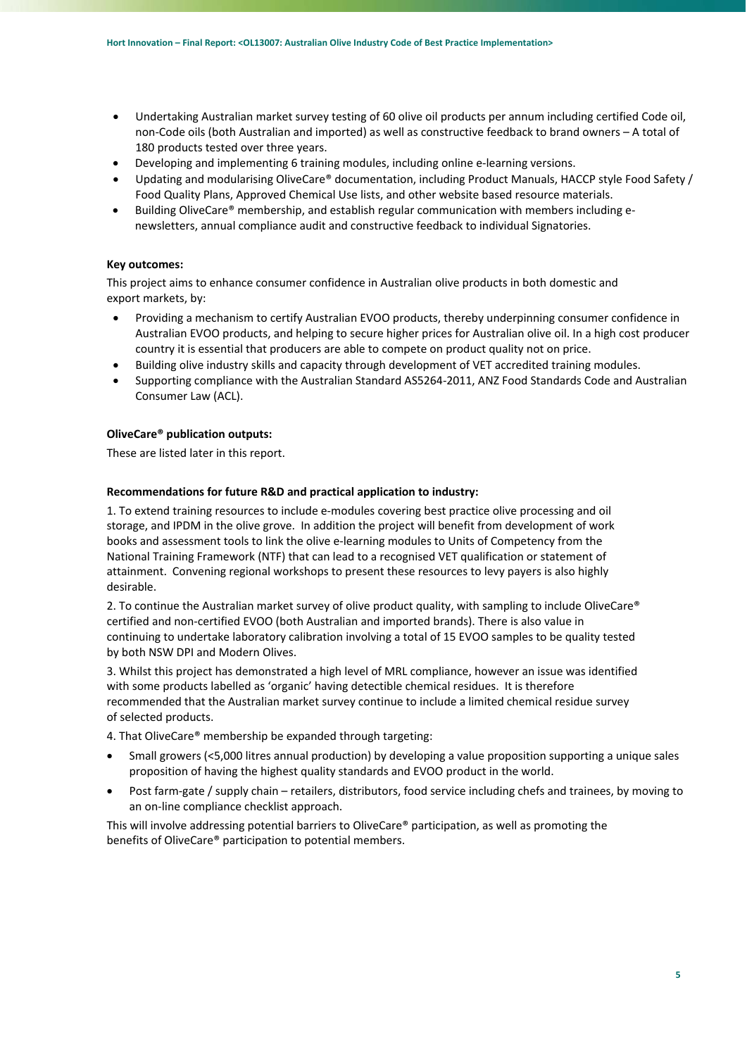- Undertaking Australian market survey testing of 60 olive oil products per annum including certified Code oil, non-Code oils (both Australian and imported) as well as constructive feedback to brand owners – A total of 180 products tested over three years.
- Developing and implementing 6 training modules, including online e-learning versions.
- Updating and modularising OliveCare® documentation, including Product Manuals, HACCP style Food Safety / Food Quality Plans, Approved Chemical Use lists, and other website based resource materials.
- Building OliveCare® membership, and establish regular communication with members including e-newsletters, annual compliance audit and constructive feedback to individual Signatories.

**Key outcomes:**

This project aims to enhance consumer confidence in Australian olive products in both domestic and export markets, by:

- Providing a mechanism to certify Australian EVOO products, thereby underpinning consumer confidence in Australian EVOO products, and helping to secure higher prices for Australian olive oil. In a high cost producer country it is essential that producers are able to compete on product quality not on price.
- Building olive industry skills and capacity through development of VET accredited training modules.
- Supporting compliance with the Australian Standard AS5264-2011, ANZ Food Standards Code and Australian Consumer Law (ACL).

**OliveCare® publication outputs:**

These are listed later in this report.

**Recommendations for future R&D and practical application to industry:**

1. To extend training resources to include e-modules covering best practice olive processing and oil storage, and IPDM in the olive grove. In addition the project will benefit from development of work books and assessment tools to link the olive e-learning modules to Units of Competency from the National Training Framework (NTF) that can lead to a recognised VET qualification or statement of attainment. Convening regional workshops to present these resources to levy payers is also highly desirable.

2. To continue the Australian market survey of olive product quality, with sampling to include OliveCare® certified and non-certified EVOO (both Australian and imported brands). There is also value in continuing to undertake laboratory calibration involving a total of 15 EVOO samples to be quality tested by both NSW DPI and Modern Olives.

3. Whilst this project has demonstrated a high level of MRL compliance, however an issue was identified with some products labelled as 'organic' having detectible chemical residues. It is therefore recommended that the Australian market survey continue to include a limited chemical residue survey of selected products.

4. That OliveCare® membership be expanded through targeting:

- Small growers (<5,000 litres annual production) by developing a value proposition supporting a unique sales proposition of having the highest quality standards and EVOO product in the world.
- Post farm-gate / supply chain – retailers, distributors, food service including chefs and trainees, by moving to an on-line compliance checklist approach.

This will involve addressing potential barriers to OliveCare® participation, as well as promoting the benefits of OliveCare® participation to potential members.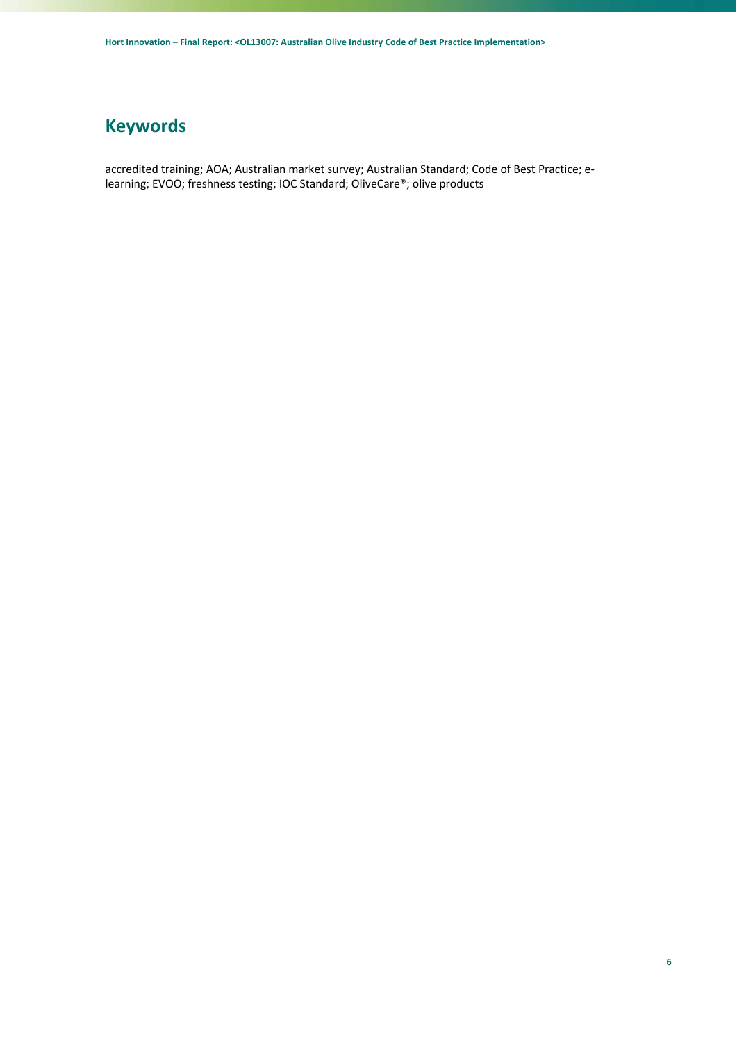# Keywords

accredited training; AOA; Australian market survey; Australian Standard; Code of Best Practice; e-learning; EVOO; freshness testing; IOC Standard; OliveCare®; olive products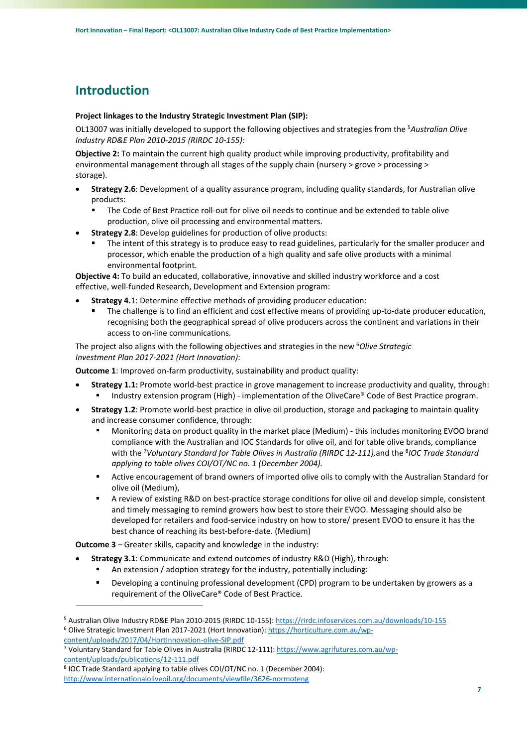# Introduction

**Project linkages to the Industry Strategic Investment Plan (SIP):**

OL13007 was initially developed to support the following objectives and strategies from the [5]*Australian Olive Industry RD&E Plan 2010-2015 (RIRDC 10-155):*

**Objective 2:** To maintain the current high quality product while improving productivity, profitability and environmental management through all stages of the supply chain (nursery > grove > processing > storage).

- **Strategy 2.6**: Development of a quality assurance program, including quality standards, for Australian olive products:
  - The Code of Best Practice roll-out for olive oil needs to continue and be extended to table olive production, olive oil processing and environmental matters.
- **Strategy 2.8**: Develop guidelines for production of olive products:
  - The intent of this strategy is to produce easy to read guidelines, particularly for the smaller producer and processor, which enable the production of a high quality and safe olive products with a minimal environmental footprint.

**Objective 4:** To build an educated, collaborative, innovative and skilled industry workforce and a cost effective, well-funded Research, Development and Extension program:

- **Strategy 4.**1: Determine effective methods of providing producer education:
  - The challenge is to find an efficient and cost effective means of providing up-to-date producer education, recognising both the geographical spread of olive producers across the continent and variations in their access to on-line communications.

The project also aligns with the following objectives and strategies in the new [6]*Olive Strategic Investment Plan 2017-2021 (Hort Innovation)*:

**Outcome 1**: Improved on-farm productivity, sustainability and product quality:

- **Strategy 1.1:** Promote world-best practice in grove management to increase productivity and quality, through:
  - Industry extension program (High) - implementation of the OliveCare® Code of Best Practice program.
- **Strategy 1.2**: Promote world-best practice in olive oil production, storage and packaging to maintain quality and increase consumer confidence, through:
  - Monitoring data on product quality in the market place (Medium) - this includes monitoring EVOO brand compliance with the Australian and IOC Standards for olive oil, and for table olive brands, compliance with the [7]*Voluntary Standard for Table Olives in Australia (RIRDC 12-111),*and the [8]*IOC Trade Standard applying to table olives COI/OT/NC no. 1 (December 2004).*
  - Active encouragement of brand owners of imported olive oils to comply with the Australian Standard for olive oil (Medium),
  - A review of existing R&D on best-practice storage conditions for olive oil and develop simple, consistent and timely messaging to remind growers how best to store their EVOO. Messaging should also be developed for retailers and food-service industry on how to store/ present EVOO to ensure it has the best chance of reaching its best-before-date. (Medium)

**Outcome 3** – Greater skills, capacity and knowledge in the industry:

- **Strategy 3.1**: Communicate and extend outcomes of industry R&D (High), through:
  - An extension / adoption strategy for the industry, potentially including:
  - Developing a continuing professional development (CPD) program to be undertaken by growers as a requirement of the OliveCare® Code of Best Practice.

---

[5] Australian Olive Industry RD&E Plan 2010-2015 (RIRDC 10-155): https://rirdc.infoservices.com.au/downloads/10-155

[6] Olive Strategic Investment Plan 2017-2021 (Hort Innovation): https://horticulture.com.au/wp-content/uploads/2017/04/HortInnovation-olive-SIP.pdf

[7] Voluntary Standard for Table Olives in Australia (RIRDC 12-111): https://www.agrifutures.com.au/wp-content/uploads/publications/12-111.pdf

[8] IOC Trade Standard applying to table olives COI/OT/NC no. 1 (December 2004): http://www.internationaloliveoil.org/documents/viewfile/3626-normoteng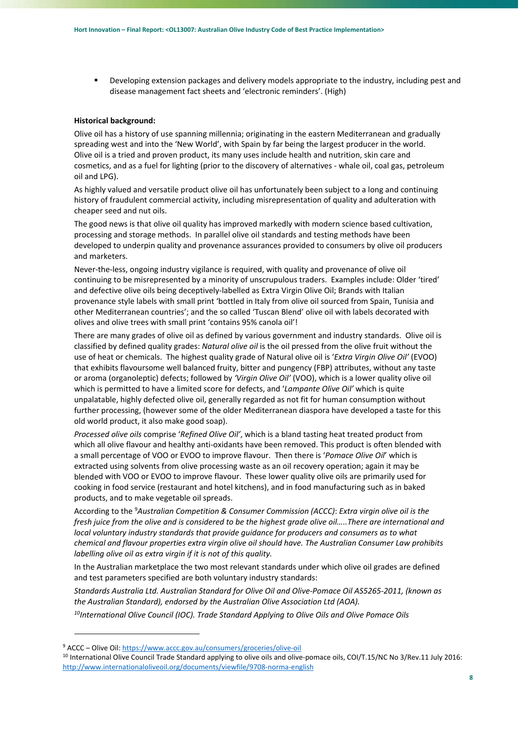- Developing extension packages and delivery models appropriate to the industry, including pest and disease management fact sheets and 'electronic reminders'. (High)

**Historical background:**

Olive oil has a history of use spanning millennia; originating in the eastern Mediterranean and gradually spreading west and into the 'New World', with Spain by far being the largest producer in the world. Olive oil is a tried and proven product, its many uses include health and nutrition, skin care and cosmetics, and as a fuel for lighting (prior to the discovery of alternatives - whale oil, coal gas, petroleum oil and LPG).

As highly valued and versatile product olive oil has unfortunately been subject to a long and continuing history of fraudulent commercial activity, including misrepresentation of quality and adulteration with cheaper seed and nut oils.

The good news is that olive oil quality has improved markedly with modern science based cultivation, processing and storage methods. In parallel olive oil standards and testing methods have been developed to underpin quality and provenance assurances provided to consumers by olive oil producers and marketers.

Never-the-less, ongoing industry vigilance is required, with quality and provenance of olive oil continuing to be misrepresented by a minority of unscrupulous traders. Examples include: Older 'tired' and defective olive oils being deceptively-labelled as Extra Virgin Olive Oil; Brands with Italian provenance style labels with small print 'bottled in Italy from olive oil sourced from Spain, Tunisia and other Mediterranean countries'; and the so called 'Tuscan Blend' olive oil with labels decorated with olives and olive trees with small print 'contains 95% canola oil'!

There are many grades of olive oil as defined by various government and industry standards. Olive oil is classified by defined quality grades: *Natural olive oil* is the oil pressed from the olive fruit without the use of heat or chemicals. The highest quality grade of Natural olive oil is '*Extra Virgin Olive Oil'* (EVOO) that exhibits flavoursome well balanced fruity, bitter and pungency (FBP) attributes, without any taste or aroma (organoleptic) defects; followed by *'Virgin Olive Oil'* (VOO), which is a lower quality olive oil which is permitted to have a limited score for defects, and '*Lampante Olive Oil'* which is quite unpalatable, highly defected olive oil, generally regarded as not fit for human consumption without further processing, (however some of the older Mediterranean diaspora have developed a taste for this old world product, it also make good soap).

*Processed olive oils* comprise '*Refined Olive Oil'*, which is a bland tasting heat treated product from which all olive flavour and healthy anti-oxidants have been removed. This product is often blended with a small percentage of VOO or EVOO to improve flavour. Then there is '*Pomace Olive Oil*' which is extracted using solvents from olive processing waste as an oil recovery operation; again it may be blended with VOO or EVOO to improve flavour. These lower quality olive oils are primarily used for cooking in food service (restaurant and hotel kitchens), and in food manufacturing such as in baked products, and to make vegetable oil spreads.

According to the [9]*Australian Competition & Consumer Commission (ACCC)*: *Extra virgin olive oil is the fresh juice from the olive and is considered to be the highest grade olive oil…..There are international and local voluntary industry standards that provide guidance for producers and consumers as to what chemical and flavour properties extra virgin olive oil should have. The Australian Consumer Law prohibits labelling olive oil as extra virgin if it is not of this quality.*

In the Australian marketplace the two most relevant standards under which olive oil grades are defined and test parameters specified are both voluntary industry standards:

*Standards Australia Ltd. Australian Standard for Olive Oil and Olive-Pomace Oil AS5265-2011, (known as the Australian Standard), endorsed by the Australian Olive Association Ltd (AOA).*

[10]*International Olive Council (IOC). Trade Standard Applying to Olive Oils and Olive Pomace Oils*

---

[9] ACCC – Olive Oil: https://www.accc.gov.au/consumers/groceries/olive-oil

[10] International Olive Council Trade Standard applying to olive oils and olive-pomace oils, COI/T.15/NC No 3/Rev.11 July 2016: http://www.internationaloliveoil.org/documents/viewfile/9708-norma-english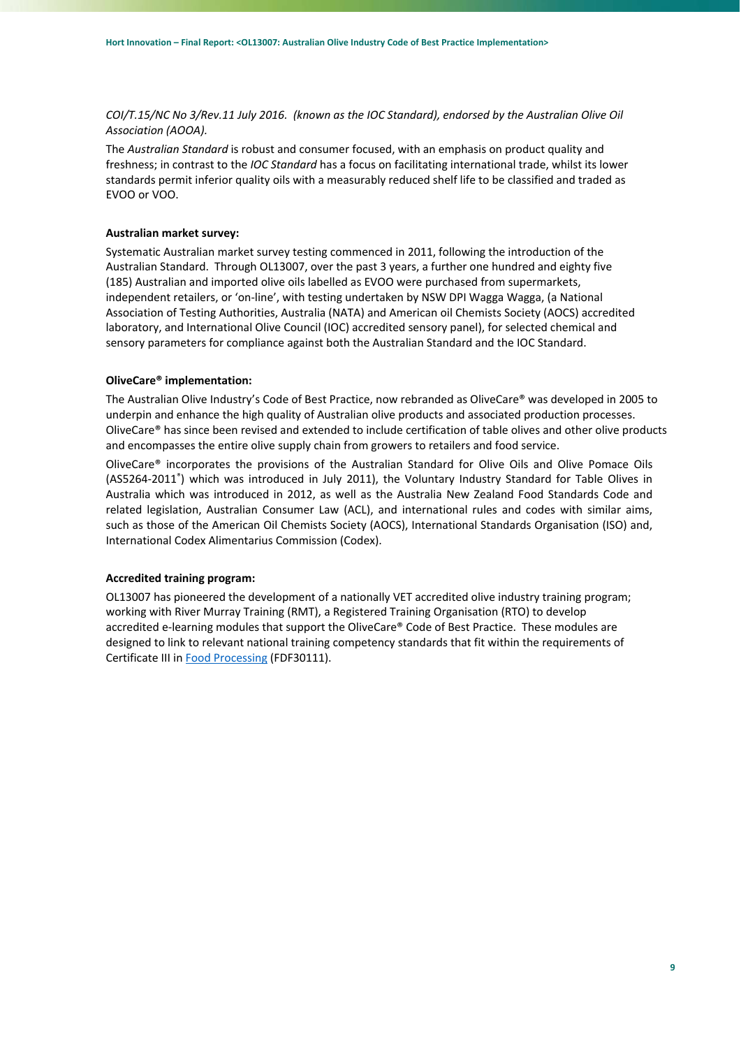*COI/T.15/NC No 3/Rev.11 July 2016. (known as the IOC Standard), endorsed by the Australian Olive Oil Association (AOOA).*

The *Australian Standard* is robust and consumer focused, with an emphasis on product quality and freshness; in contrast to the *IOC Standard* has a focus on facilitating international trade, whilst its lower standards permit inferior quality oils with a measurably reduced shelf life to be classified and traded as EVOO or VOO.

**Australian market survey:**

Systematic Australian market survey testing commenced in 2011, following the introduction of the Australian Standard. Through OL13007, over the past 3 years, a further one hundred and eighty five (185) Australian and imported olive oils labelled as EVOO were purchased from supermarkets, independent retailers, or 'on-line', with testing undertaken by NSW DPI Wagga Wagga, (a National Association of Testing Authorities, Australia (NATA) and American oil Chemists Society (AOCS) accredited laboratory, and International Olive Council (IOC) accredited sensory panel), for selected chemical and sensory parameters for compliance against both the Australian Standard and the IOC Standard.

**OliveCare® implementation:**

The Australian Olive Industry's Code of Best Practice, now rebranded as OliveCare® was developed in 2005 to underpin and enhance the high quality of Australian olive products and associated production processes. OliveCare® has since been revised and extended to include certification of table olives and other olive products and encompasses the entire olive supply chain from growers to retailers and food service.

OliveCare® incorporates the provisions of the Australian Standard for Olive Oils and Olive Pomace Oils (AS5264-2011®) which was introduced in July 2011), the Voluntary Industry Standard for Table Olives in Australia which was introduced in 2012, as well as the Australia New Zealand Food Standards Code and related legislation, Australian Consumer Law (ACL), and international rules and codes with similar aims, such as those of the American Oil Chemists Society (AOCS), International Standards Organisation (ISO) and, International Codex Alimentarius Commission (Codex).

**Accredited training program:**

OL13007 has pioneered the development of a nationally VET accredited olive industry training program; working with River Murray Training (RMT), a Registered Training Organisation (RTO) to develop accredited e-learning modules that support the OliveCare® Code of Best Practice. These modules are designed to link to relevant national training competency standards that fit within the requirements of Certificate III in Food Processing (FDF30111).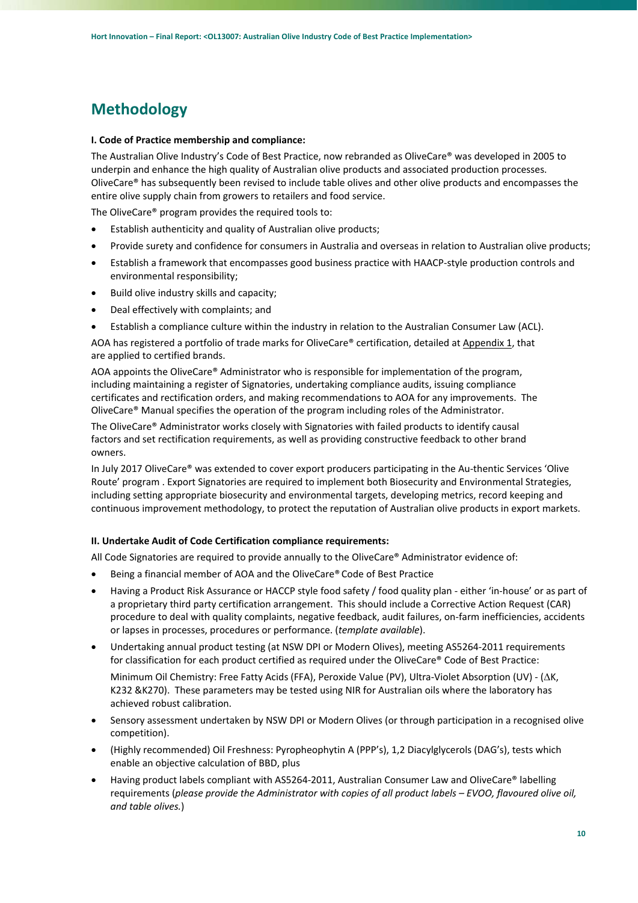## Methodology

**I. Code of Practice membership and compliance:**

The Australian Olive Industry's Code of Best Practice, now rebranded as OliveCare® was developed in 2005 to underpin and enhance the high quality of Australian olive products and associated production processes. OliveCare® has subsequently been revised to include table olives and other olive products and encompasses the entire olive supply chain from growers to retailers and food service.

The OliveCare® program provides the required tools to:

- Establish authenticity and quality of Australian olive products;
- Provide surety and confidence for consumers in Australia and overseas in relation to Australian olive products;
- Establish a framework that encompasses good business practice with HAACP-style production controls and environmental responsibility;
- Build olive industry skills and capacity;
- Deal effectively with complaints; and
- Establish a compliance culture within the industry in relation to the Australian Consumer Law (ACL).

AOA has registered a portfolio of trade marks for OliveCare® certification, detailed at Appendix 1, that are applied to certified brands.

AOA appoints the OliveCare® Administrator who is responsible for implementation of the program, including maintaining a register of Signatories, undertaking compliance audits, issuing compliance certificates and rectification orders, and making recommendations to AOA for any improvements. The OliveCare® Manual specifies the operation of the program including roles of the Administrator.

The OliveCare® Administrator works closely with Signatories with failed products to identify causal factors and set rectification requirements, as well as providing constructive feedback to other brand owners.

In July 2017 OliveCare® was extended to cover export producers participating in the Au-thentic Services 'Olive Route' program . Export Signatories are required to implement both Biosecurity and Environmental Strategies, including setting appropriate biosecurity and environmental targets, developing metrics, record keeping and continuous improvement methodology, to protect the reputation of Australian olive products in export markets.

**II. Undertake Audit of Code Certification compliance requirements:**

All Code Signatories are required to provide annually to the OliveCare® Administrator evidence of:

- Being a financial member of AOA and the OliveCare® Code of Best Practice
- Having a Product Risk Assurance or HACCP style food safety / food quality plan - either 'in-house' or as part of a proprietary third party certification arrangement. This should include a Corrective Action Request (CAR) procedure to deal with quality complaints, negative feedback, audit failures, on-farm inefficiencies, accidents or lapses in processes, procedures or performance. (*template available*).
- Undertaking annual product testing (at NSW DPI or Modern Olives), meeting AS5264-2011 requirements for classification for each product certified as required under the OliveCare® Code of Best Practice:

  Minimum Oil Chemistry: Free Fatty Acids (FFA), Peroxide Value (PV), Ultra-Violet Absorption (UV) - ($\Delta$K, K232 &K270). These parameters may be tested using NIR for Australian oils where the laboratory has achieved robust calibration.
- Sensory assessment undertaken by NSW DPI or Modern Olives (or through participation in a recognised olive competition).
- (Highly recommended) Oil Freshness: Pyropheophytin A (PPP's), 1,2 Diacylglycerols (DAG's), tests which enable an objective calculation of BBD, plus
- Having product labels compliant with AS5264-2011, Australian Consumer Law and OliveCare® labelling requirements (*please provide the Administrator with copies of all product labels – EVOO, flavoured olive oil, and table olives.*)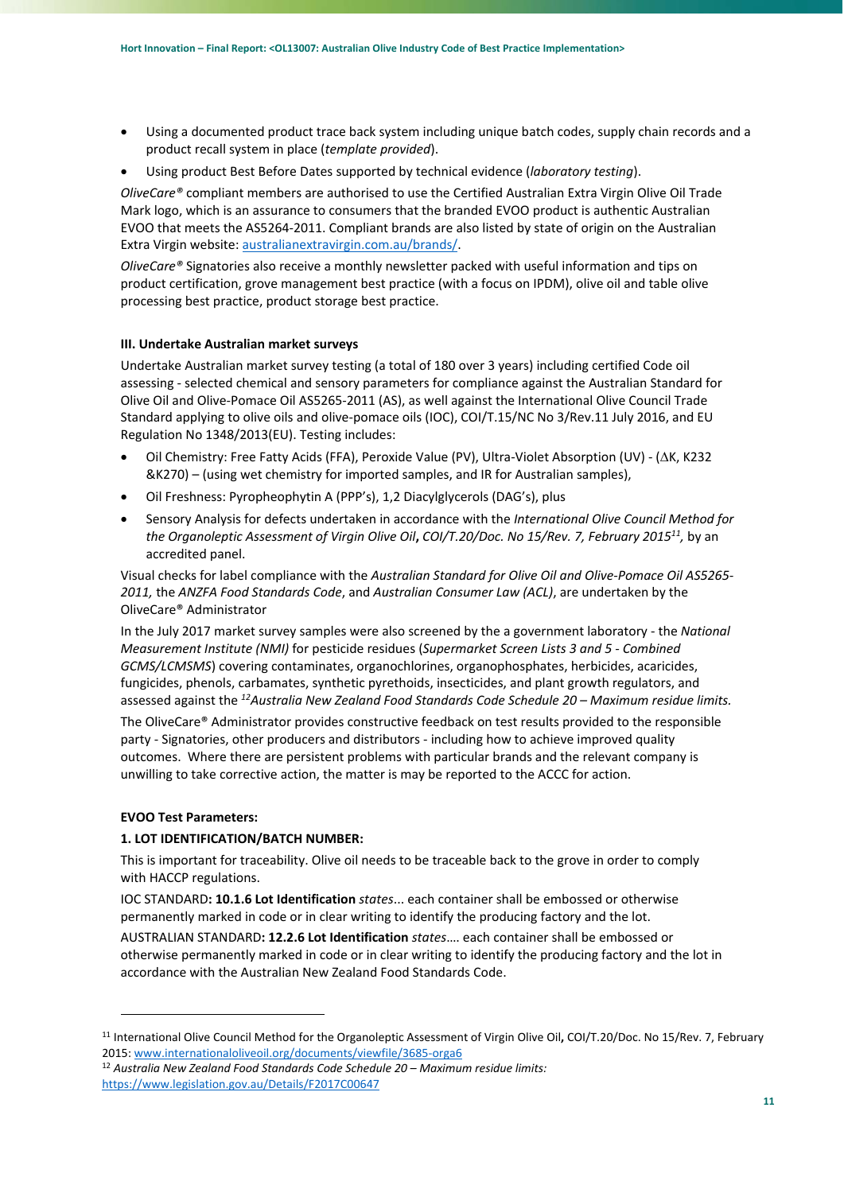- Using a documented product trace back system including unique batch codes, supply chain records and a product recall system in place (*template provided*).
- Using product Best Before Dates supported by technical evidence (*laboratory testing*).

*OliveCare®* compliant members are authorised to use the Certified Australian Extra Virgin Olive Oil Trade Mark logo, which is an assurance to consumers that the branded EVOO product is authentic Australian EVOO that meets the AS5264-2011. Compliant brands are also listed by state of origin on the Australian Extra Virgin website: australianextravirgin.com.au/brands/.

*OliveCare®* Signatories also receive a monthly newsletter packed with useful information and tips on product certification, grove management best practice (with a focus on IPDM), olive oil and table olive processing best practice, product storage best practice.

**III. Undertake Australian market surveys**

Undertake Australian market survey testing (a total of 180 over 3 years) including certified Code oil assessing - selected chemical and sensory parameters for compliance against the Australian Standard for Olive Oil and Olive-Pomace Oil AS5265-2011 (AS), as well against the International Olive Council Trade Standard applying to olive oils and olive-pomace oils (IOC), COI/T.15/NC No 3/Rev.11 July 2016, and EU Regulation No 1348/2013(EU). Testing includes:

- Oil Chemistry: Free Fatty Acids (FFA), Peroxide Value (PV), Ultra-Violet Absorption (UV) - (ΔK, K232 &K270) – (using wet chemistry for imported samples, and IR for Australian samples),
- Oil Freshness: Pyropheophytin A (PPP's), 1,2 Diacylglycerols (DAG's), plus
- Sensory Analysis for defects undertaken in accordance with the *International Olive Council Method for the Organoleptic Assessment of Virgin Olive Oil*, *COI/T.20/Doc. No 15/Rev. 7, February 2015*[11], by an accredited panel.

Visual checks for label compliance with the *Australian Standard for Olive Oil and Olive-Pomace Oil AS5265-2011,* the *ANZFA Food Standards Code*, and *Australian Consumer Law (ACL)*, are undertaken by the OliveCare® Administrator

In the July 2017 market survey samples were also screened by the a government laboratory - the *National Measurement Institute (NMI)* for pesticide residues (*Supermarket Screen Lists 3 and 5 - Combined GCMS/LCMSMS*) covering contaminates, organochlorines, organophosphates, herbicides, acaricides, fungicides, phenols, carbamates, synthetic pyrethoids, insecticides, and plant growth regulators, and assessed against the [12]*Australia New Zealand Food Standards Code Schedule 20 – Maximum residue limits.*

The OliveCare® Administrator provides constructive feedback on test results provided to the responsible party - Signatories, other producers and distributors - including how to achieve improved quality outcomes. Where there are persistent problems with particular brands and the relevant company is unwilling to take corrective action, the matter is may be reported to the ACCC for action.

**EVOO Test Parameters:**

**1. LOT IDENTIFICATION/BATCH NUMBER:**

This is important for traceability. Olive oil needs to be traceable back to the grove in order to comply with HACCP regulations.

IOC STANDARD**: 10.1.6 Lot Identification** *states*... each container shall be embossed or otherwise permanently marked in code or in clear writing to identify the producing factory and the lot.

AUSTRALIAN STANDARD**: 12.2.6 Lot Identification** *states*…. each container shall be embossed or otherwise permanently marked in code or in clear writing to identify the producing factory and the lot in accordance with the Australian New Zealand Food Standards Code.

---

[11] International Olive Council Method for the Organoleptic Assessment of Virgin Olive Oil**,** COI/T.20/Doc. No 15/Rev. 7, February 2015: www.internationaloliveoil.org/documents/viewfile/3685-orga6

[12] *Australia New Zealand Food Standards Code Schedule 20 – Maximum residue limits:* https://www.legislation.gov.au/Details/F2017C00647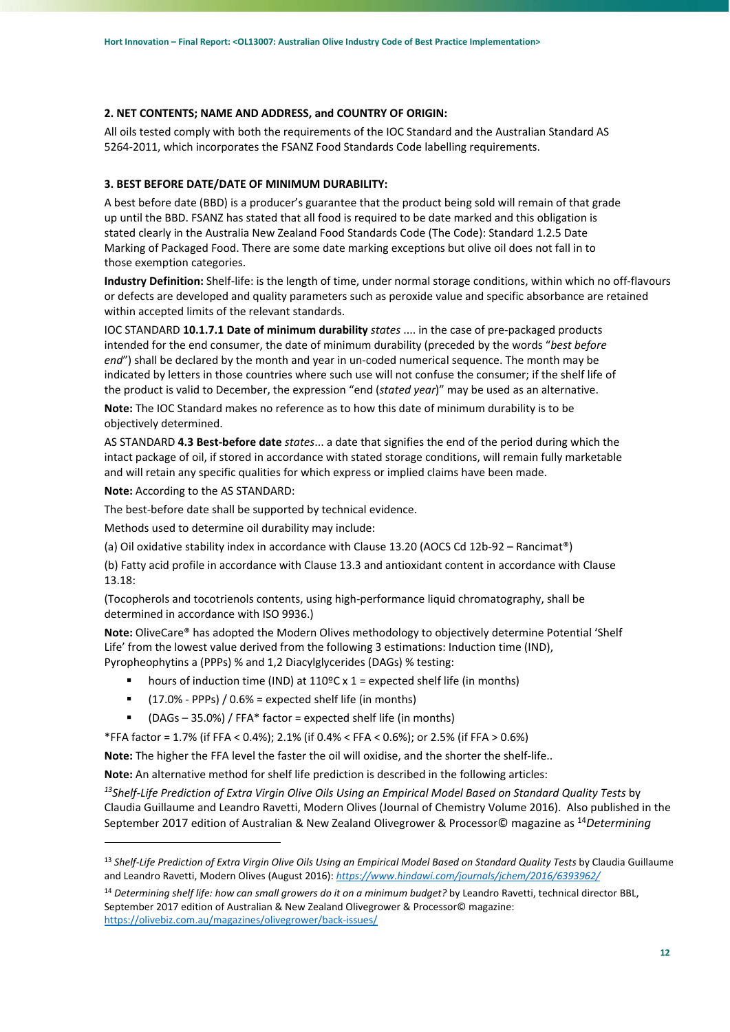**2. NET CONTENTS; NAME AND ADDRESS, and COUNTRY OF ORIGIN:**

All oils tested comply with both the requirements of the IOC Standard and the Australian Standard AS 5264-2011, which incorporates the FSANZ Food Standards Code labelling requirements.

**3. BEST BEFORE DATE/DATE OF MINIMUM DURABILITY:**

A best before date (BBD) is a producer's guarantee that the product being sold will remain of that grade up until the BBD. FSANZ has stated that all food is required to be date marked and this obligation is stated clearly in the Australia New Zealand Food Standards Code (The Code): Standard 1.2.5 Date Marking of Packaged Food. There are some date marking exceptions but olive oil does not fall in to those exemption categories.

**Industry Definition:** Shelf-life: is the length of time, under normal storage conditions, within which no off-flavours or defects are developed and quality parameters such as peroxide value and specific absorbance are retained within accepted limits of the relevant standards.

IOC STANDARD **10.1.7.1 Date of minimum durability** *states* .... in the case of pre-packaged products intended for the end consumer, the date of minimum durability (preceded by the words "*best before end*") shall be declared by the month and year in un-coded numerical sequence. The month may be indicated by letters in those countries where such use will not confuse the consumer; if the shelf life of the product is valid to December, the expression "end (*stated year*)" may be used as an alternative.

**Note:** The IOC Standard makes no reference as to how this date of minimum durability is to be objectively determined.

AS STANDARD **4.3 Best-before date** *states*... a date that signifies the end of the period during which the intact package of oil, if stored in accordance with stated storage conditions, will remain fully marketable and will retain any specific qualities for which express or implied claims have been made.

**Note:** According to the AS STANDARD:

The best-before date shall be supported by technical evidence.

Methods used to determine oil durability may include:

(a) Oil oxidative stability index in accordance with Clause 13.20 (AOCS Cd 12b-92 – Rancimat®)

(b) Fatty acid profile in accordance with Clause 13.3 and antioxidant content in accordance with Clause 13.18:

(Tocopherols and tocotrienols contents, using high-performance liquid chromatography, shall be determined in accordance with ISO 9936.)

**Note:** OliveCare® has adopted the Modern Olives methodology to objectively determine Potential 'Shelf Life' from the lowest value derived from the following 3 estimations: Induction time (IND), Pyropheophytins a (PPPs) % and 1,2 Diacylglycerides (DAGs) % testing:

- hours of induction time (IND) at 110ºC x 1 = expected shelf life (in months)
- (17.0% - PPPs) / 0.6% = expected shelf life (in months)
- (DAGs – 35.0%) / FFA* factor = expected shelf life (in months)

*FFA factor = 1.7% (if FFA < 0.4%); 2.1% (if 0.4% < FFA < 0.6%); or 2.5% (if FFA > 0.6%)

**Note:** The higher the FFA level the faster the oil will oxidise, and the shorter the shelf-life..

**Note:** An alternative method for shelf life prediction is described in the following articles:

[13]*Shelf-Life Prediction of Extra Virgin Olive Oils Using an Empirical Model Based on Standard Quality Tests* by Claudia Guillaume and Leandro Ravetti, Modern Olives (Journal of Chemistry Volume 2016). Also published in the September 2017 edition of Australian & New Zealand Olivegrower & Processor© magazine as [14]*Determining*

---

[13] *Shelf-Life Prediction of Extra Virgin Olive Oils Using an Empirical Model Based on Standard Quality Tests* by Claudia Guillaume and Leandro Ravetti, Modern Olives (August 2016): *https://www.hindawi.com/journals/jchem/2016/6393962/*

[14] *Determining shelf life: how can small growers do it on a minimum budget?* by Leandro Ravetti, technical director BBL, September 2017 edition of Australian & New Zealand Olivegrower & Processor© magazine: https://olivebiz.com.au/magazines/olivegrower/back-issues/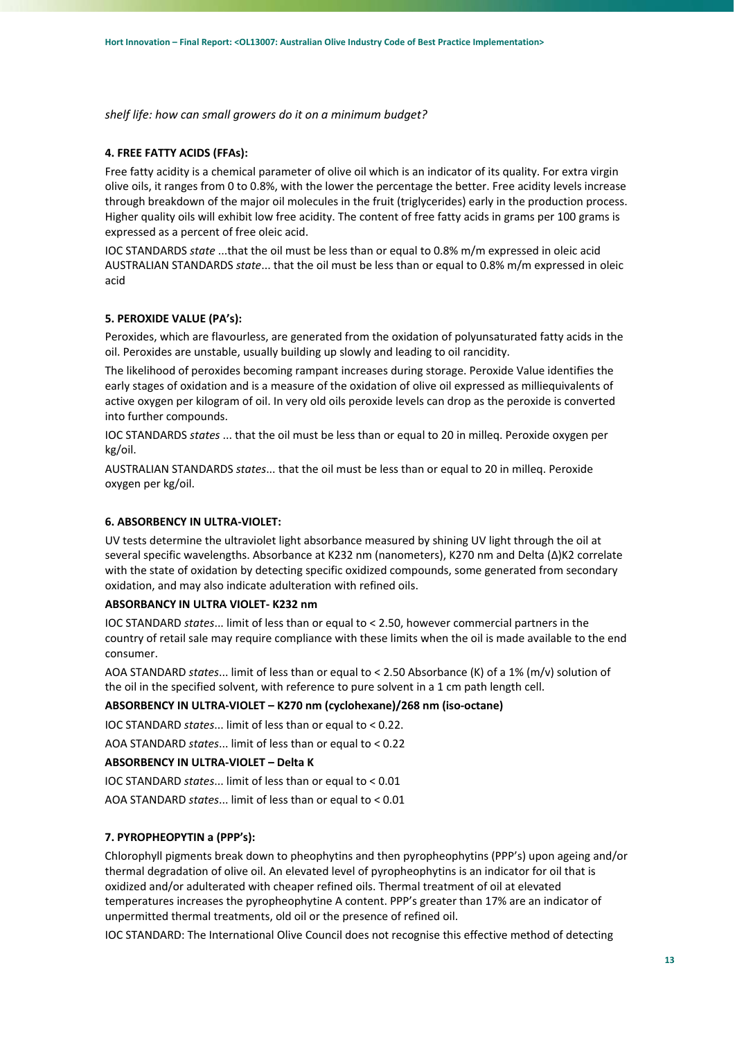*shelf life: how can small growers do it on a minimum budget?*

**4. FREE FATTY ACIDS (FFAs):**

Free fatty acidity is a chemical parameter of olive oil which is an indicator of its quality. For extra virgin olive oils, it ranges from 0 to 0.8%, with the lower the percentage the better. Free acidity levels increase through breakdown of the major oil molecules in the fruit (triglycerides) early in the production process. Higher quality oils will exhibit low free acidity. The content of free fatty acids in grams per 100 grams is expressed as a percent of free oleic acid.

IOC STANDARDS *state* ...that the oil must be less than or equal to 0.8% m/m expressed in oleic acid
AUSTRALIAN STANDARDS *state*... that the oil must be less than or equal to 0.8% m/m expressed in oleic acid

**5. PEROXIDE VALUE (PA's):**

Peroxides, which are flavourless, are generated from the oxidation of polyunsaturated fatty acids in the oil. Peroxides are unstable, usually building up slowly and leading to oil rancidity.

The likelihood of peroxides becoming rampant increases during storage. Peroxide Value identifies the early stages of oxidation and is a measure of the oxidation of olive oil expressed as milliequivalents of active oxygen per kilogram of oil. In very old oils peroxide levels can drop as the peroxide is converted into further compounds.

IOC STANDARDS *states* ... that the oil must be less than or equal to 20 in milleq. Peroxide oxygen per kg/oil.

AUSTRALIAN STANDARDS *states*... that the oil must be less than or equal to 20 in milleq. Peroxide oxygen per kg/oil.

**6. ABSORBENCY IN ULTRA-VIOLET:**

UV tests determine the ultraviolet light absorbance measured by shining UV light through the oil at several specific wavelengths. Absorbance at K232 nm (nanometers), K270 nm and Delta (Δ)K2 correlate with the state of oxidation by detecting specific oxidized compounds, some generated from secondary oxidation, and may also indicate adulteration with refined oils.

**ABSORBANCY IN ULTRA VIOLET- K232 nm**

IOC STANDARD *states*... limit of less than or equal to < 2.50, however commercial partners in the country of retail sale may require compliance with these limits when the oil is made available to the end consumer.

AOA STANDARD *states*... limit of less than or equal to < 2.50 Absorbance (K) of a 1% (m/v) solution of the oil in the specified solvent, with reference to pure solvent in a 1 cm path length cell.

**ABSORBENCY IN ULTRA-VIOLET – K270 nm (cyclohexane)/268 nm (iso-octane)**

IOC STANDARD *states*... limit of less than or equal to < 0.22.

AOA STANDARD *states*... limit of less than or equal to < 0.22

**ABSORBENCY IN ULTRA-VIOLET – Delta K**

IOC STANDARD *states*... limit of less than or equal to < 0.01

AOA STANDARD *states*... limit of less than or equal to < 0.01

**7. PYROPHEOPYTIN a (PPP's):**

Chlorophyll pigments break down to pheophytins and then pyropheophytins (PPP's) upon ageing and/or thermal degradation of olive oil. An elevated level of pyropheophytins is an indicator for oil that is oxidized and/or adulterated with cheaper refined oils. Thermal treatment of oil at elevated temperatures increases the pyropheophytine A content. PPP's greater than 17% are an indicator of unpermitted thermal treatments, old oil or the presence of refined oil.

IOC STANDARD: The International Olive Council does not recognise this effective method of detecting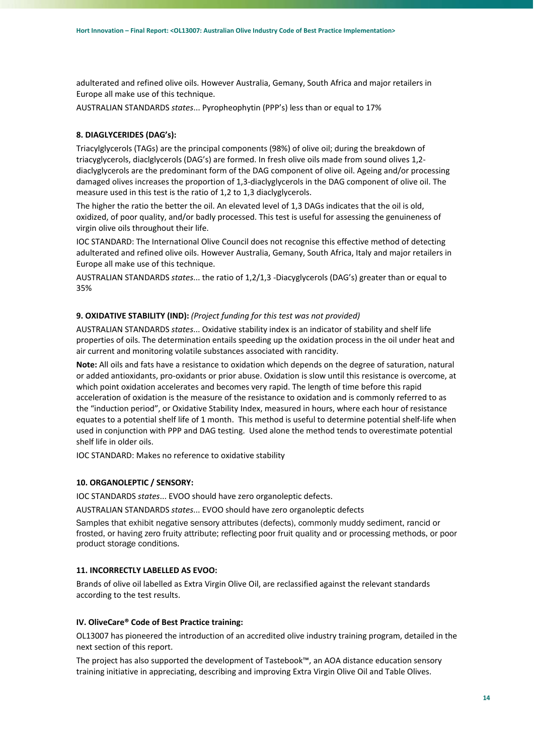adulterated and refined olive oils. However Australia, Gemany, South Africa and major retailers in Europe all make use of this technique.

AUSTRALIAN STANDARDS *states*... Pyropheophytin (PPP's) less than or equal to 17%

**8. DIAGLYCERIDES (DAG's):**

Triacylglycerols (TAGs) are the principal components (98%) of olive oil; during the breakdown of triacyglycerols, diaclglycerols (DAG's) are formed. In fresh olive oils made from sound olives 1,2-diaclyglycerols are the predominant form of the DAG component of olive oil. Ageing and/or processing damaged olives increases the proportion of 1,3-diaclyglycerols in the DAG component of olive oil. The measure used in this test is the ratio of 1,2 to 1,3 diaclyglycerols.

The higher the ratio the better the oil. An elevated level of 1,3 DAGs indicates that the oil is old, oxidized, of poor quality, and/or badly processed. This test is useful for assessing the genuineness of virgin olive oils throughout their life.

IOC STANDARD: The International Olive Council does not recognise this effective method of detecting adulterated and refined olive oils. However Australia, Gemany, South Africa, Italy and major retailers in Europe all make use of this technique.

AUSTRALIAN STANDARDS *states*... the ratio of 1,2/1,3 -Diacyglycerols (DAG's) greater than or equal to 35%

**9. OXIDATIVE STABILITY (IND):** *(Project funding for this test was not provided)*

AUSTRALIAN STANDARDS *states*... Oxidative stability index is an indicator of stability and shelf life properties of oils. The determination entails speeding up the oxidation process in the oil under heat and air current and monitoring volatile substances associated with rancidity.

**Note:** All oils and fats have a resistance to oxidation which depends on the degree of saturation, natural or added antioxidants, pro-oxidants or prior abuse. Oxidation is slow until this resistance is overcome, at which point oxidation accelerates and becomes very rapid. The length of time before this rapid acceleration of oxidation is the measure of the resistance to oxidation and is commonly referred to as the "induction period", or Oxidative Stability Index, measured in hours, where each hour of resistance equates to a potential shelf life of 1 month. This method is useful to determine potential shelf-life when used in conjunction with PPP and DAG testing. Used alone the method tends to overestimate potential shelf life in older oils.

IOC STANDARD: Makes no reference to oxidative stability

**10. ORGANOLEPTIC / SENSORY:**

IOC STANDARDS *states*... EVOO should have zero organoleptic defects.

AUSTRALIAN STANDARDS *states*... EVOO should have zero organoleptic defects

Samples that exhibit negative sensory attributes (defects), commonly muddy sediment, rancid or frosted, or having zero fruity attribute; reflecting poor fruit quality and or processing methods, or poor product storage conditions.

**11. INCORRECTLY LABELLED AS EVOO:**

Brands of olive oil labelled as Extra Virgin Olive Oil, are reclassified against the relevant standards according to the test results.

**IV. OliveCare® Code of Best Practice training:**

OL13007 has pioneered the introduction of an accredited olive industry training program, detailed in the next section of this report.

The project has also supported the development of Tastebook™, an AOA distance education sensory training initiative in appreciating, describing and improving Extra Virgin Olive Oil and Table Olives.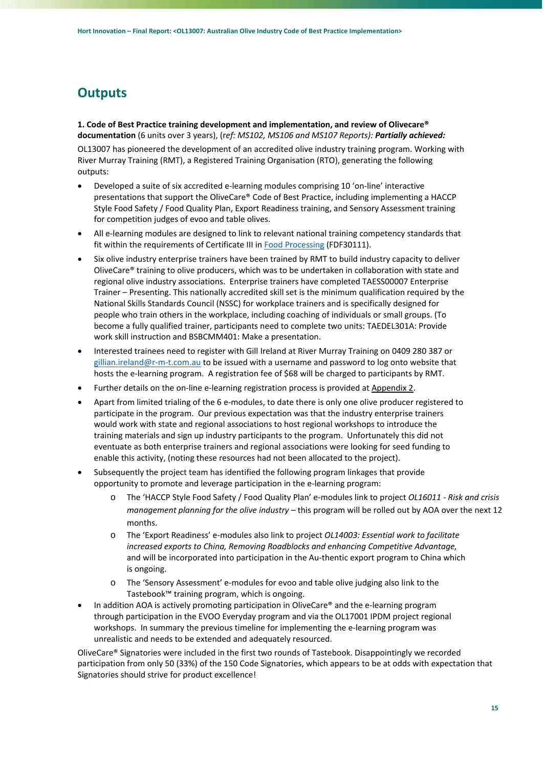## Outputs

**1. Code of Best Practice training development and implementation, and review of Olivecare® documentation** (6 units over 3 years), (r*ef: MS102, MS106 and MS107 Reports*): ***Partially achieved:***

OL13007 has pioneered the development of an accredited olive industry training program. Working with River Murray Training (RMT), a Registered Training Organisation (RTO), generating the following outputs:

- Developed a suite of six accredited e-learning modules comprising 10 'on-line' interactive presentations that support the OliveCare® Code of Best Practice, including implementing a HACCP Style Food Safety / Food Quality Plan, Export Readiness training, and Sensory Assessment training for competition judges of evoo and table olives.
- All e-learning modules are designed to link to relevant national training competency standards that fit within the requirements of Certificate III in Food Processing (FDF30111).
- Six olive industry enterprise trainers have been trained by RMT to build industry capacity to deliver OliveCare® training to olive producers, which was to be undertaken in collaboration with state and regional olive industry associations. Enterprise trainers have completed TAESS00007 Enterprise Trainer – Presenting. This nationally accredited skill set is the minimum qualification required by the National Skills Standards Council (NSSC) for workplace trainers and is specifically designed for people who train others in the workplace, including coaching of individuals or small groups. (To become a fully qualified trainer, participants need to complete two units: TAEDEL301A: Provide work skill instruction and BSBCMM401: Make a presentation.
- Interested trainees need to register with Gill Ireland at River Murray Training on 0409 280 387 or gillian.ireland@r-m-t.com.au to be issued with a username and password to log onto website that hosts the e-learning program. A registration fee of $68 will be charged to participants by RMT.
- Further details on the on-line e-learning registration process is provided at Appendix 2.
- Apart from limited trialing of the 6 e-modules, to date there is only one olive producer registered to participate in the program. Our previous expectation was that the industry enterprise trainers would work with state and regional associations to host regional workshops to introduce the training materials and sign up industry participants to the program. Unfortunately this did not eventuate as both enterprise trainers and regional associations were looking for seed funding to enable this activity, (noting these resources had not been allocated to the project).
- Subsequently the project team has identified the following program linkages that provide opportunity to promote and leverage participation in the e-learning program:
  - The 'HACCP Style Food Safety / Food Quality Plan' e-modules link to project *OL16011 - Risk and crisis management planning for the olive industry* – this program will be rolled out by AOA over the next 12 months.
  - The 'Export Readiness' e-modules also link to project *OL14003: Essential work to facilitate increased exports to China, Removing Roadblocks and enhancing Competitive Advantage,* and will be incorporated into participation in the Au-thentic export program to China which is ongoing.
  - The 'Sensory Assessment' e-modules for evoo and table olive judging also link to the Tastebook™ training program, which is ongoing.
- In addition AOA is actively promoting participation in OliveCare® and the e-learning program through participation in the EVOO Everyday program and via the OL17001 IPDM project regional workshops. In summary the previous timeline for implementing the e-learning program was unrealistic and needs to be extended and adequately resourced.

OliveCare® Signatories were included in the first two rounds of Tastebook. Disappointingly we recorded participation from only 50 (33%) of the 150 Code Signatories, which appears to be at odds with expectation that Signatories should strive for product excellence!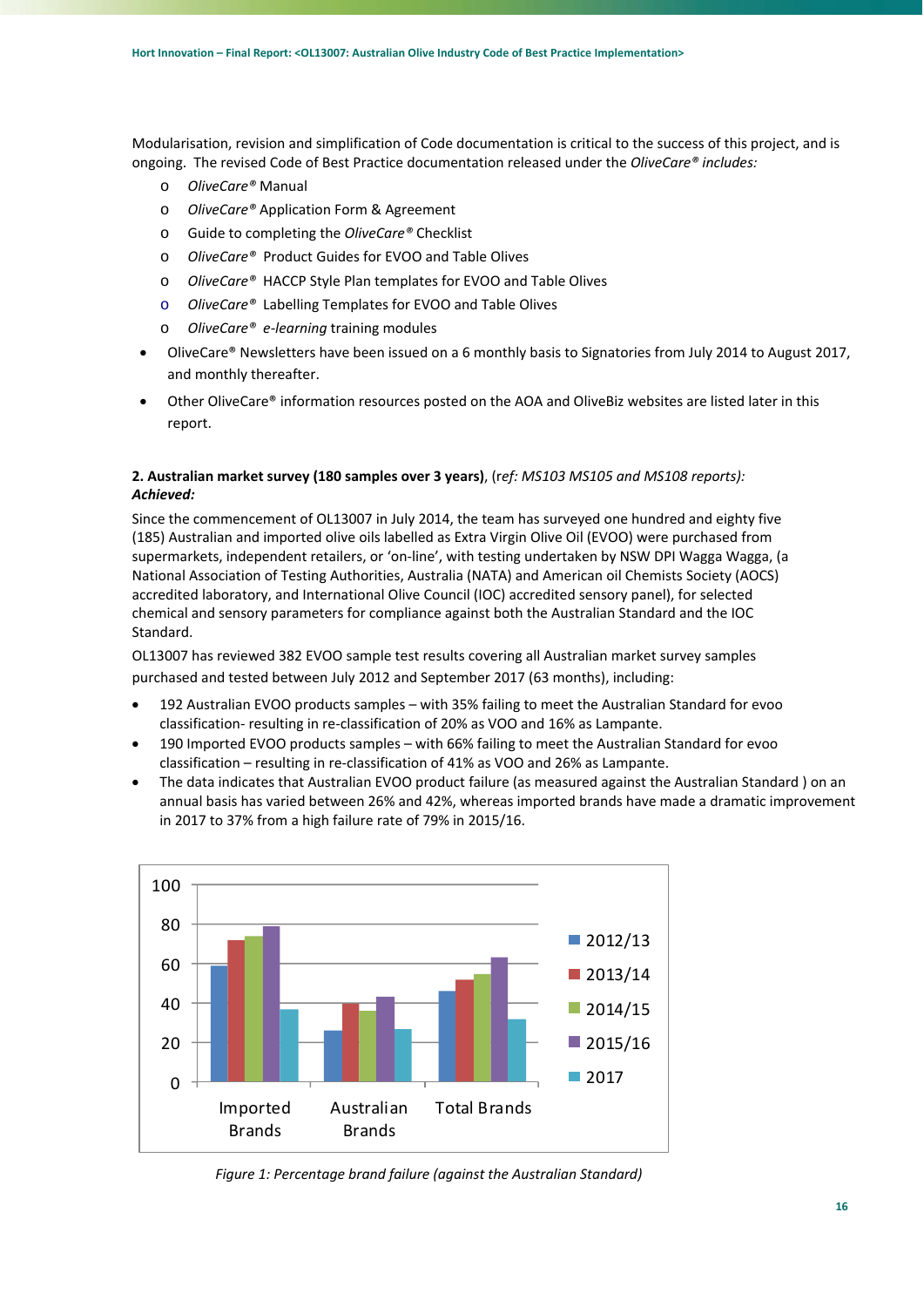Modularisation, revision and simplification of Code documentation is critical to the success of this project, and is ongoing. The revised Code of Best Practice documentation released under the *OliveCare® includes:*

- *OliveCare®* Manual
- *OliveCare®* Application Form & Agreement
- Guide to completing the *OliveCare®* Checklist
- *OliveCare®* Product Guides for EVOO and Table Olives
- *OliveCare®* HACCP Style Plan templates for EVOO and Table Olives
- *OliveCare®* Labelling Templates for EVOO and Table Olives
- *OliveCare®* *e-learning* training modules

- OliveCare® Newsletters have been issued on a 6 monthly basis to Signatories from July 2014 to August 2017, and monthly thereafter.
- Other OliveCare® information resources posted on the AOA and OliveBiz websites are listed later in this report.

**2. Australian market survey (180 samples over 3 years)**, (r*ef: MS103 MS105 and MS108 reports):*
***Achieved:***

Since the commencement of OL13007 in July 2014, the team has surveyed one hundred and eighty five (185) Australian and imported olive oils labelled as Extra Virgin Olive Oil (EVOO) were purchased from supermarkets, independent retailers, or 'on-line', with testing undertaken by NSW DPI Wagga Wagga, (a National Association of Testing Authorities, Australia (NATA) and American oil Chemists Society (AOCS) accredited laboratory, and International Olive Council (IOC) accredited sensory panel), for selected chemical and sensory parameters for compliance against both the Australian Standard and the IOC Standard.

OL13007 has reviewed 382 EVOO sample test results covering all Australian market survey samples purchased and tested between July 2012 and September 2017 (63 months), including:

- 192 Australian EVOO products samples – with 35% failing to meet the Australian Standard for evoo classification- resulting in re-classification of 20% as VOO and 16% as Lampante.
- 190 Imported EVOO products samples – with 66% failing to meet the Australian Standard for evoo classification – resulting in re-classification of 41% as VOO and 26% as Lampante.
- The data indicates that Australian EVOO product failure (as measured against the Australian Standard ) on an annual basis has varied between 26% and 42%, whereas imported brands have made a dramatic improvement in 2017 to 37% from a high failure rate of 79% in 2015/16.

*Figure 1: Percentage brand failure (against the Australian Standard)*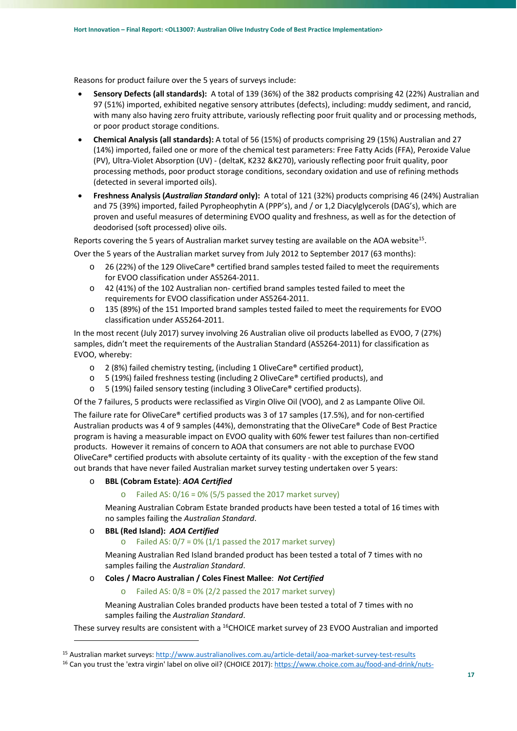Reasons for product failure over the 5 years of surveys include:

- **Sensory Defects (all standards):** A total of 139 (36%) of the 382 products comprising 42 (22%) Australian and 97 (51%) imported, exhibited negative sensory attributes (defects), including: muddy sediment, and rancid, with many also having zero fruity attribute, variously reflecting poor fruit quality and or processing methods, or poor product storage conditions.
- **Chemical Analysis (all standards):** A total of 56 (15%) of products comprising 29 (15%) Australian and 27 (14%) imported, failed one or more of the chemical test parameters: Free Fatty Acids (FFA), Peroxide Value (PV), Ultra-Violet Absorption (UV) - (deltaK, K232 &K270), variously reflecting poor fruit quality, poor processing methods, poor product storage conditions, secondary oxidation and use of refining methods (detected in several imported oils).
- **Freshness Analysis (*Australian Standard* only):** A total of 121 (32%) products comprising 46 (24%) Australian and 75 (39%) imported, failed Pyropheophytin A (PPP's), and / or 1,2 Diacylglycerols (DAG's), which are proven and useful measures of determining EVOO quality and freshness, as well as for the detection of deodorised (soft processed) olive oils.

Reports covering the 5 years of Australian market survey testing are available on the AOA website[15].

Over the 5 years of the Australian market survey from July 2012 to September 2017 (63 months):

- 26 (22%) of the 129 OliveCare® certified brand samples tested failed to meet the requirements for EVOO classification under AS5264-2011.
- 42 (41%) of the 102 Australian non- certified brand samples tested failed to meet the requirements for EVOO classification under AS5264-2011.
- 135 (89%) of the 151 Imported brand samples tested failed to meet the requirements for EVOO classification under AS5264-2011.

In the most recent (July 2017) survey involving 26 Australian olive oil products labelled as EVOO, 7 (27%) samples, didn't meet the requirements of the Australian Standard (AS5264-2011) for classification as EVOO, whereby:

- 2 (8%) failed chemistry testing, (including 1 OliveCare® certified product),
- 5 (19%) failed freshness testing (including 2 OliveCare® certified products), and
- 5 (19%) failed sensory testing (including 3 OliveCare® certified products).

Of the 7 failures, 5 products were reclassified as Virgin Olive Oil (VOO), and 2 as Lampante Olive Oil.

The failure rate for OliveCare® certified products was 3 of 17 samples (17.5%), and for non-certified Australian products was 4 of 9 samples (44%), demonstrating that the OliveCare® Code of Best Practice program is having a measurable impact on EVOO quality with 60% fewer test failures than non-certified products. However it remains of concern to AOA that consumers are not able to purchase EVOO OliveCare® certified products with absolute certainty of its quality - with the exception of the few stand out brands that have never failed Australian market survey testing undertaken over 5 years:

- **BBL (Cobram Estate)**: ***AOA Certified***
  - Failed AS: 0/16 = 0% (5/5 passed the 2017 market survey)

  Meaning Australian Cobram Estate branded products have been tested a total of 16 times with no samples failing the *Australian Standard*.
- **BBL (Red Island): *AOA Certified***
  - Failed AS: 0/7 = 0% (1/1 passed the 2017 market survey)

  Meaning Australian Red Island branded product has been tested a total of 7 times with no samples failing the *Australian Standard*.
- **Coles / Macro Australian / Coles Finest Mallee**: ***Not Certified***
  - Failed AS: 0/8 = 0% (2/2 passed the 2017 market survey)

  Meaning Australian Coles branded products have been tested a total of 7 times with no samples failing the *Australian Standard*.

These survey results are consistent with a [16]CHOICE market survey of 23 EVOO Australian and imported

[15] Australian market surveys: http://www.australianolives.com.au/article-detail/aoa-market-survey-test-results

[16] Can you trust the 'extra virgin' label on olive oil? (CHOICE 2017): https://www.choice.com.au/food-and-drink/nuts-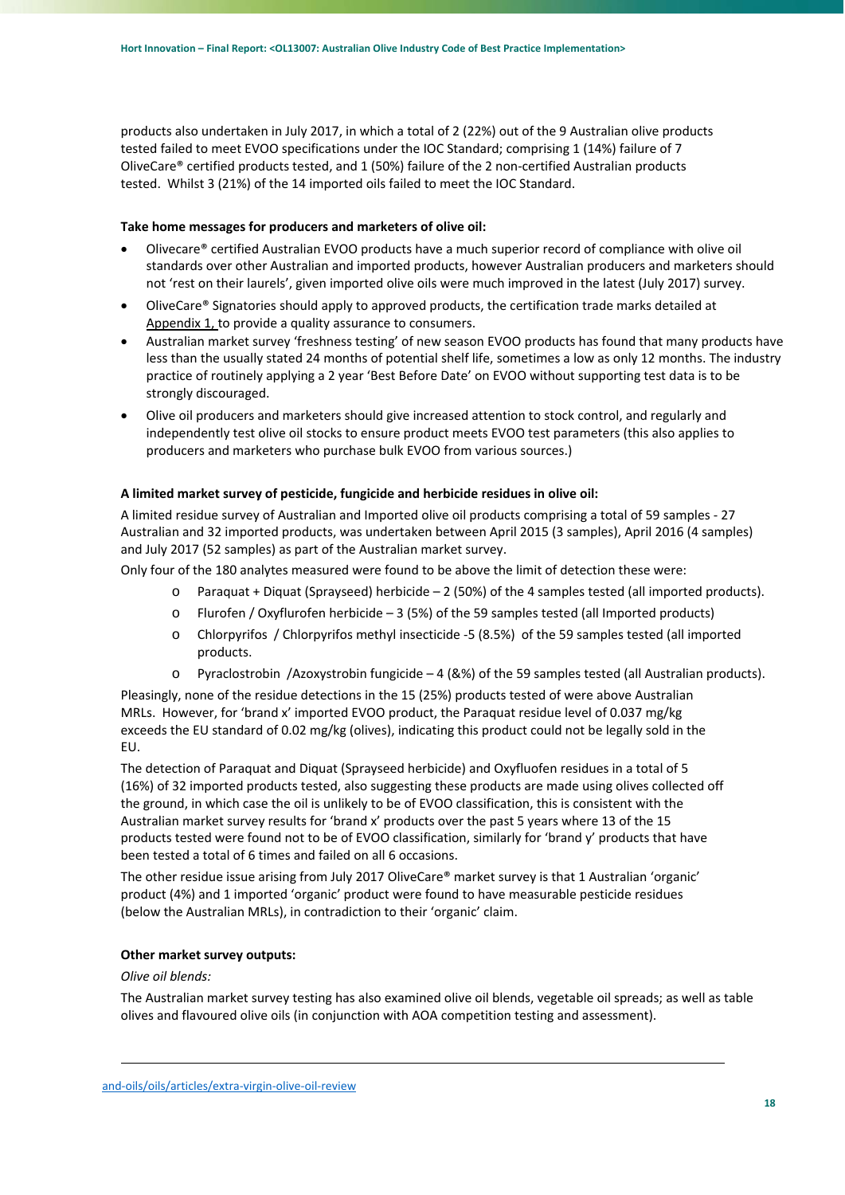products also undertaken in July 2017, in which a total of 2 (22%) out of the 9 Australian olive products tested failed to meet EVOO specifications under the IOC Standard; comprising 1 (14%) failure of 7 OliveCare® certified products tested, and 1 (50%) failure of the 2 non-certified Australian products tested. Whilst 3 (21%) of the 14 imported oils failed to meet the IOC Standard.

**Take home messages for producers and marketers of olive oil:**

- Olivecare® certified Australian EVOO products have a much superior record of compliance with olive oil standards over other Australian and imported products, however Australian producers and marketers should not 'rest on their laurels', given imported olive oils were much improved in the latest (July 2017) survey.
- OliveCare® Signatories should apply to approved products, the certification trade marks detailed at Appendix 1, to provide a quality assurance to consumers.
- Australian market survey 'freshness testing' of new season EVOO products has found that many products have less than the usually stated 24 months of potential shelf life, sometimes a low as only 12 months. The industry practice of routinely applying a 2 year 'Best Before Date' on EVOO without supporting test data is to be strongly discouraged.
- Olive oil producers and marketers should give increased attention to stock control, and regularly and independently test olive oil stocks to ensure product meets EVOO test parameters (this also applies to producers and marketers who purchase bulk EVOO from various sources.)

**A limited market survey of pesticide, fungicide and herbicide residues in olive oil:**

A limited residue survey of Australian and Imported olive oil products comprising a total of 59 samples - 27 Australian and 32 imported products, was undertaken between April 2015 (3 samples), April 2016 (4 samples) and July 2017 (52 samples) as part of the Australian market survey.

Only four of the 180 analytes measured were found to be above the limit of detection these were:

- Paraquat + Diquat (Sprayseed) herbicide – 2 (50%) of the 4 samples tested (all imported products).
- Flurofen / Oxyflurofen herbicide – 3 (5%) of the 59 samples tested (all Imported products)
- Chlorpyrifos / Chlorpyrifos methyl insecticide -5 (8.5%) of the 59 samples tested (all imported products.
- Pyraclostrobin /Azoxystrobin fungicide – 4 (&%) of the 59 samples tested (all Australian products).

Pleasingly, none of the residue detections in the 15 (25%) products tested of were above Australian MRLs. However, for 'brand x' imported EVOO product, the Paraquat residue level of 0.037 mg/kg exceeds the EU standard of 0.02 mg/kg (olives), indicating this product could not be legally sold in the EU.

The detection of Paraquat and Diquat (Sprayseed herbicide) and Oxyfluofen residues in a total of 5 (16%) of 32 imported products tested, also suggesting these products are made using olives collected off the ground, in which case the oil is unlikely to be of EVOO classification, this is consistent with the Australian market survey results for 'brand x' products over the past 5 years where 13 of the 15 products tested were found not to be of EVOO classification, similarly for 'brand y' products that have been tested a total of 6 times and failed on all 6 occasions.

The other residue issue arising from July 2017 OliveCare® market survey is that 1 Australian 'organic' product (4%) and 1 imported 'organic' product were found to have measurable pesticide residues (below the Australian MRLs), in contradiction to their 'organic' claim.

**Other market survey outputs:**

*Olive oil blends:*

The Australian market survey testing has also examined olive oil blends, vegetable oil spreads; as well as table olives and flavoured olive oils (in conjunction with AOA competition testing and assessment).

---

and-oils/oils/articles/extra-virgin-olive-oil-review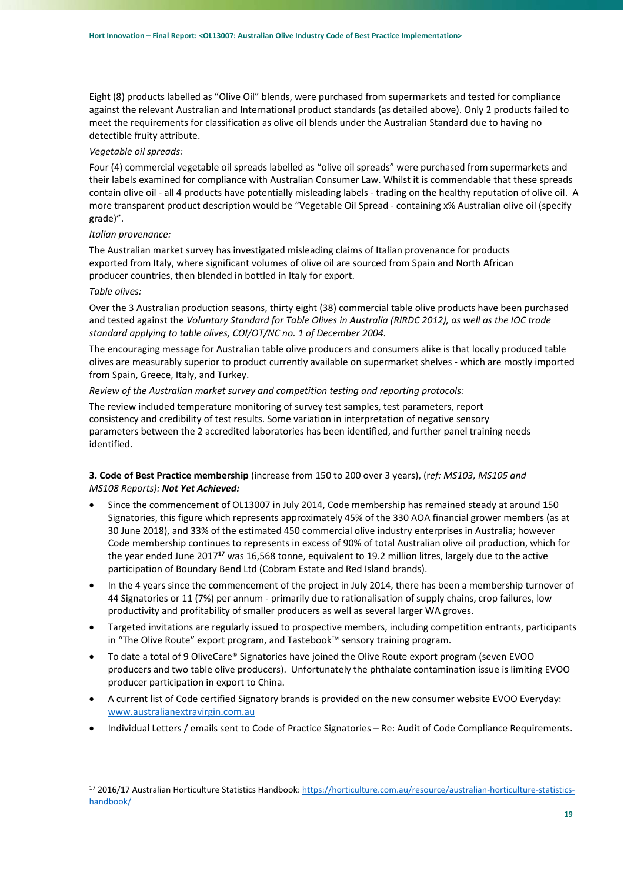Eight (8) products labelled as "Olive Oil" blends, were purchased from supermarkets and tested for compliance against the relevant Australian and International product standards (as detailed above). Only 2 products failed to meet the requirements for classification as olive oil blends under the Australian Standard due to having no detectible fruity attribute.

*Vegetable oil spreads:*

Four (4) commercial vegetable oil spreads labelled as "olive oil spreads" were purchased from supermarkets and their labels examined for compliance with Australian Consumer Law. Whilst it is commendable that these spreads contain olive oil - all 4 products have potentially misleading labels - trading on the healthy reputation of olive oil. A more transparent product description would be "Vegetable Oil Spread - containing x% Australian olive oil (specify grade)".

*Italian provenance:*

The Australian market survey has investigated misleading claims of Italian provenance for products exported from Italy, where significant volumes of olive oil are sourced from Spain and North African producer countries, then blended in bottled in Italy for export.

*Table olives:*

Over the 3 Australian production seasons, thirty eight (38) commercial table olive products have been purchased and tested against the *Voluntary Standard for Table Olives in Australia (RIRDC 2012), as well as the IOC trade standard applying to table olives, COI/OT/NC no. 1 of December 2004.*

The encouraging message for Australian table olive producers and consumers alike is that locally produced table olives are measurably superior to product currently available on supermarket shelves - which are mostly imported from Spain, Greece, Italy, and Turkey.

*Review of the Australian market survey and competition testing and reporting protocols:*

The review included temperature monitoring of survey test samples, test parameters, report consistency and credibility of test results. Some variation in interpretation of negative sensory parameters between the 2 accredited laboratories has been identified, and further panel training needs identified.

**3. Code of Best Practice membership** (increase from 150 to 200 over 3 years), (*ref: MS103, MS105 and MS108 Reports*): ***Not Yet Achieved:***

- Since the commencement of OL13007 in July 2014, Code membership has remained steady at around 150 Signatories, this figure which represents approximately 45% of the 330 AOA financial grower members (as at 30 June 2018), and 33% of the estimated 450 commercial olive industry enterprises in Australia; however Code membership continues to represents in excess of 90% of total Australian olive oil production, which for the year ended June 2017[17] was 16,568 tonne, equivalent to 19.2 million litres, largely due to the active participation of Boundary Bend Ltd (Cobram Estate and Red Island brands).
- In the 4 years since the commencement of the project in July 2014, there has been a membership turnover of 44 Signatories or 11 (7%) per annum - primarily due to rationalisation of supply chains, crop failures, low productivity and profitability of smaller producers as well as several larger WA groves.
- Targeted invitations are regularly issued to prospective members, including competition entrants, participants in "The Olive Route" export program, and Tastebook™ sensory training program.
- To date a total of 9 OliveCare® Signatories have joined the Olive Route export program (seven EVOO producers and two table olive producers). Unfortunately the phthalate contamination issue is limiting EVOO producer participation in export to China.
- A current list of Code certified Signatory brands is provided on the new consumer website EVOO Everyday: www.australianextravirgin.com.au
- Individual Letters / emails sent to Code of Practice Signatories – Re: Audit of Code Compliance Requirements.

[17] 2016/17 Australian Horticulture Statistics Handbook: https://horticulture.com.au/resource/australian-horticulture-statistics-handbook/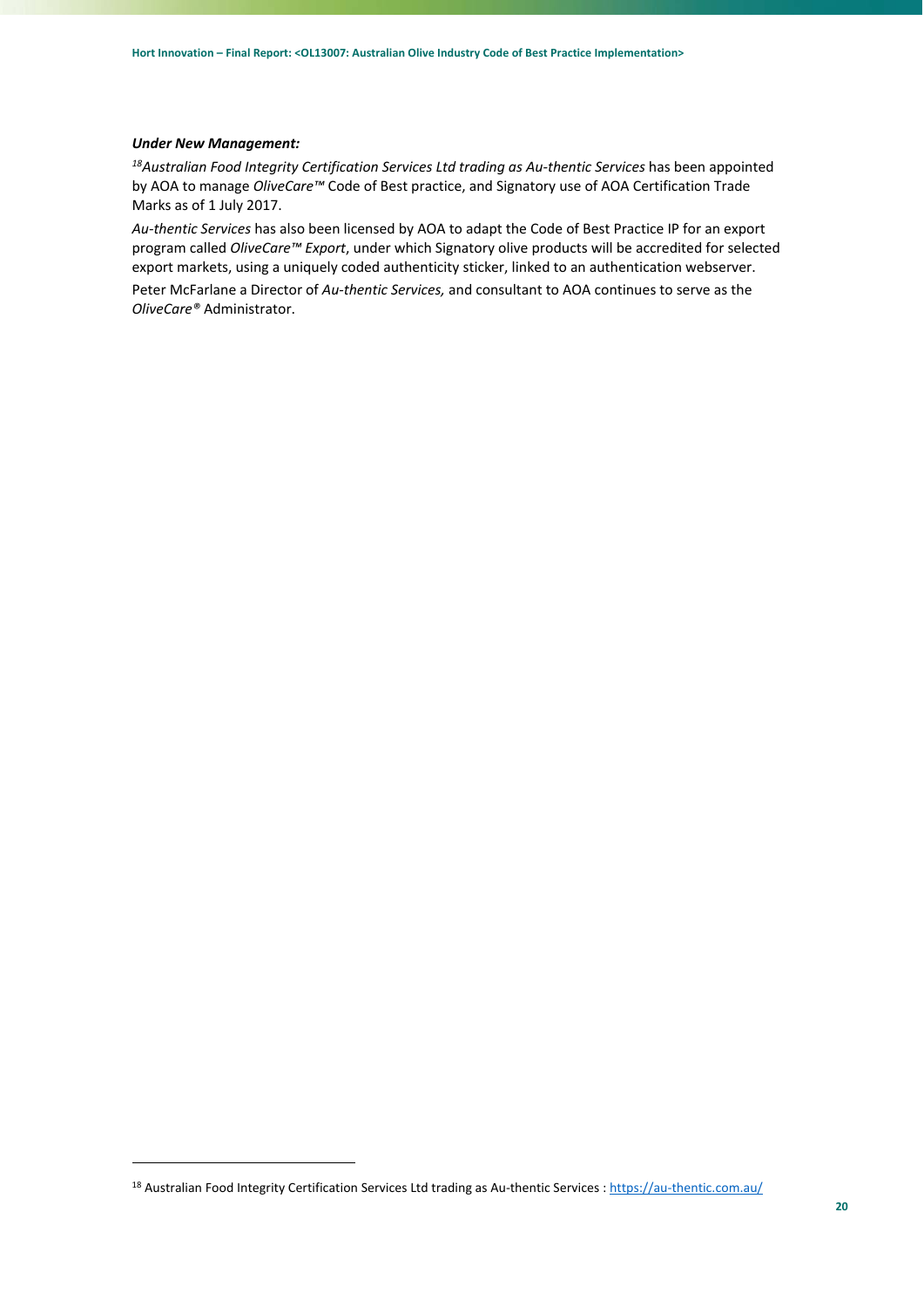***Under New Management:***

[18]*Australian Food Integrity Certification Services Ltd trading as Au-thentic Services* has been appointed by AOA to manage *OliveCare™* Code of Best practice, and Signatory use of AOA Certification Trade Marks as of 1 July 2017.

*Au-thentic Services* has also been licensed by AOA to adapt the Code of Best Practice IP for an export program called *OliveCare™ Export*, under which Signatory olive products will be accredited for selected export markets, using a uniquely coded authenticity sticker, linked to an authentication webserver.

Peter McFarlane a Director of *Au-thentic Services,* and consultant to AOA continues to serve as the *OliveCare®* Administrator.

---

[18] Australian Food Integrity Certification Services Ltd trading as Au-thentic Services : https://au-thentic.com.au/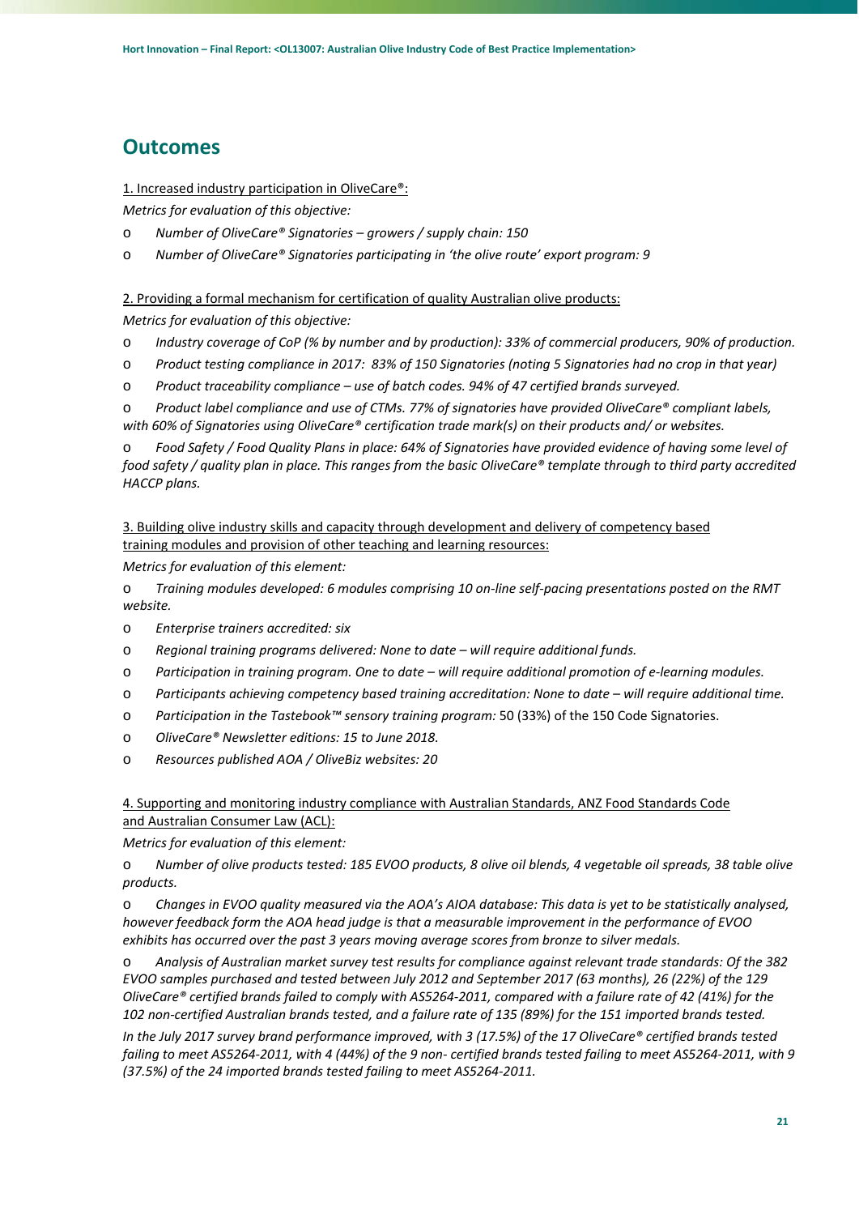## Outcomes

1. Increased industry participation in OliveCare®:

*Metrics for evaluation of this objective:*

- *Number of OliveCare® Signatories – growers / supply chain: 150*
- *Number of OliveCare® Signatories participating in 'the olive route' export program: 9*

2. Providing a formal mechanism for certification of quality Australian olive products:

*Metrics for evaluation of this objective:*

- *Industry coverage of CoP (% by number and by production): 33% of commercial producers, 90% of production.*
- *Product testing compliance in 2017: 83% of 150 Signatories (noting 5 Signatories had no crop in that year)*
- *Product traceability compliance – use of batch codes. 94% of 47 certified brands surveyed.*
- *Product label compliance and use of CTMs. 77% of signatories have provided OliveCare® compliant labels, with 60% of Signatories using OliveCare® certification trade mark(s) on their products and/ or websites.*
- *Food Safety / Food Quality Plans in place: 64% of Signatories have provided evidence of having some level of food safety / quality plan in place. This ranges from the basic OliveCare® template through to third party accredited HACCP plans.*

3. Building olive industry skills and capacity through development and delivery of competency based training modules and provision of other teaching and learning resources:

*Metrics for evaluation of this element:*

- *Training modules developed: 6 modules comprising 10 on-line self-pacing presentations posted on the RMT website.*
- *Enterprise trainers accredited: six*
- *Regional training programs delivered: None to date – will require additional funds.*
- *Participation in training program. One to date – will require additional promotion of e-learning modules.*
- *Participants achieving competency based training accreditation: None to date – will require additional time.*
- *Participation in the Tastebook™ sensory training program:* 50 (33%) of the 150 Code Signatories.
- *OliveCare® Newsletter editions: 15 to June 2018.*
- *Resources published AOA / OliveBiz websites: 20*

4. Supporting and monitoring industry compliance with Australian Standards, ANZ Food Standards Code and Australian Consumer Law (ACL):

*Metrics for evaluation of this element:*

- *Number of olive products tested: 185 EVOO products, 8 olive oil blends, 4 vegetable oil spreads, 38 table olive products.*
- *Changes in EVOO quality measured via the AOA's AIOA database: This data is yet to be statistically analysed, however feedback form the AOA head judge is that a measurable improvement in the performance of EVOO exhibits has occurred over the past 3 years moving average scores from bronze to silver medals.*
- *Analysis of Australian market survey test results for compliance against relevant trade standards: Of the 382 EVOO samples purchased and tested between July 2012 and September 2017 (63 months), 26 (22%) of the 129 OliveCare® certified brands failed to comply with AS5264-2011, compared with a failure rate of 42 (41%) for the 102 non-certified Australian brands tested, and a failure rate of 135 (89%) for the 151 imported brands tested.*

*In the July 2017 survey brand performance improved, with 3 (17.5%) of the 17 OliveCare® certified brands tested failing to meet AS5264-2011, with 4 (44%) of the 9 non- certified brands tested failing to meet AS5264-2011, with 9 (37.5%) of the 24 imported brands tested failing to meet AS5264-2011.*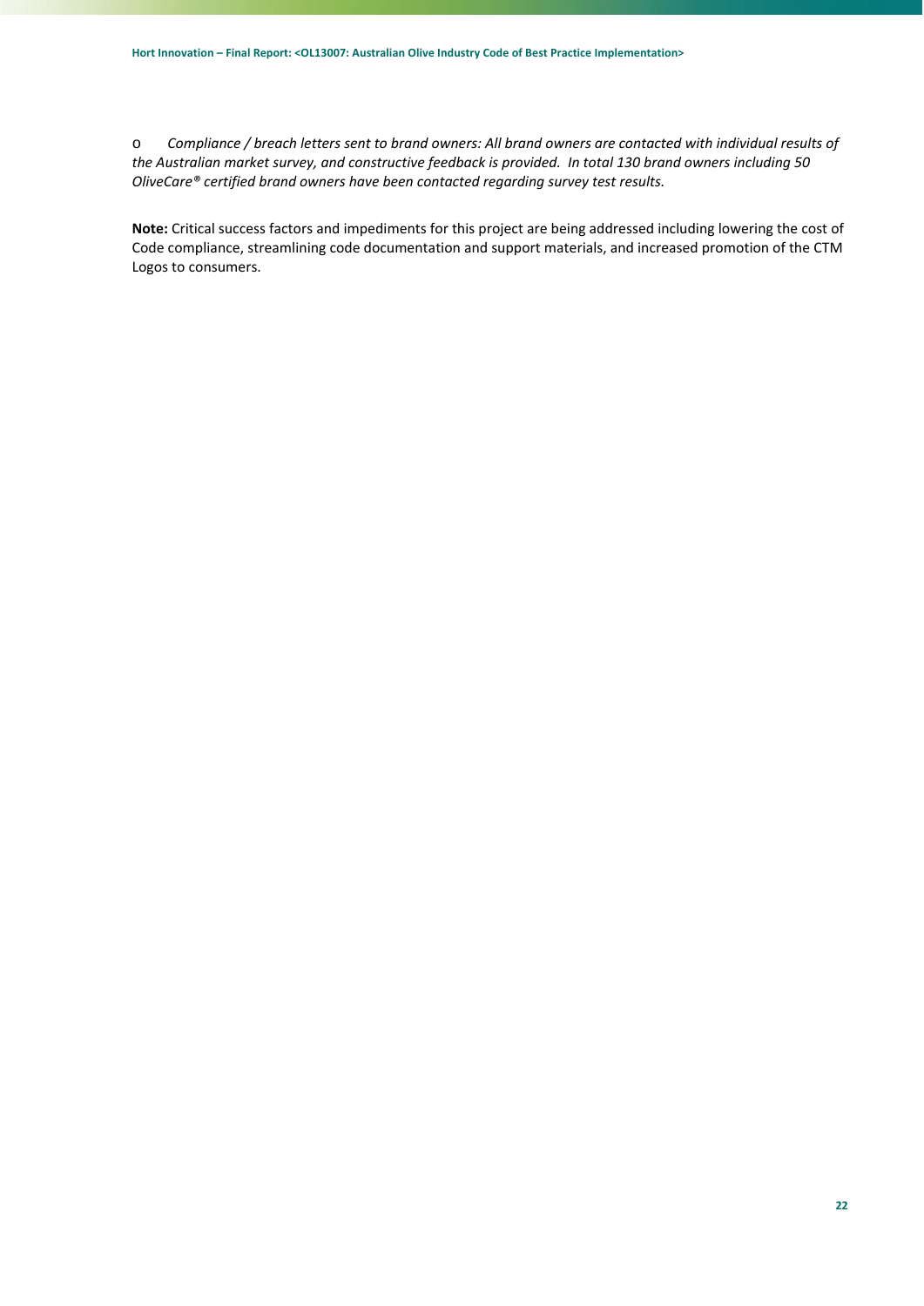- *Compliance / breach letters sent to brand owners: All brand owners are contacted with individual results of the Australian market survey, and constructive feedback is provided. In total 130 brand owners including 50 OliveCare® certified brand owners have been contacted regarding survey test results.*

**Note:** Critical success factors and impediments for this project are being addressed including lowering the cost of Code compliance, streamlining code documentation and support materials, and increased promotion of the CTM Logos to consumers.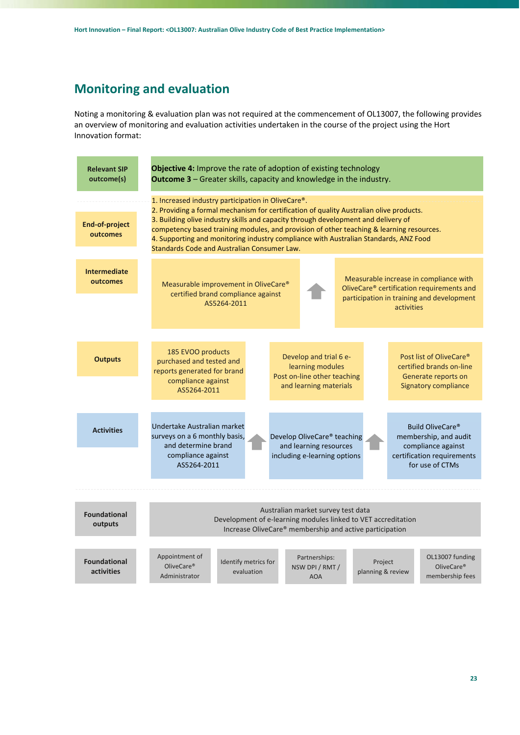## Monitoring and evaluation

Noting a monitoring & evaluation plan was not required at the commencement of OL13007, the following provides an overview of monitoring and evaluation activities undertaken in the course of the project using the Hort Innovation format:

| | | | |
|---|---|---|---|
| **Relevant SIP outcome(s)** | **Objective 4:** Improve the rate of adoption of existing technology<br>**Outcome 3** – Greater skills, capacity and knowledge in the industry. | | |
| **End-of-project outcomes** | 1. Increased industry participation in OliveCare®.<br>2. Providing a formal mechanism for certification of quality Australian olive products.<br>3. Building olive industry skills and capacity through development and delivery of competency based training modules, and provision of other teaching & learning resources.<br>4. Supporting and monitoring industry compliance with Australian Standards, ANZ Food Standards Code and Australian Consumer Law. | | |
| **Intermediate outcomes** | Measurable improvement in OliveCare® certified brand compliance against AS5264-2011 | Measurable increase in compliance with OliveCare® certification requirements and participation in training and development activities | |
| **Outputs** | 185 EVOO products purchased and tested and reports generated for brand compliance against AS5264-2011 | Develop and trial 6 e-learning modules<br>Post on-line other teaching and learning materials | Post list of OliveCare® certified brands on-line<br>Generate reports on Signatory compliance |
| **Activities** | Undertake Australian market surveys on a 6 monthly basis, and determine brand compliance against AS5264-2011 | Develop OliveCare® teaching and learning resources including e-learning options | Build OliveCare® membership, and audit compliance against certification requirements for use of CTMs |
| **Foundational outputs** | Australian market survey test data<br>Development of e-learning modules linked to VET accreditation<br>Increase OliveCare® membership and active participation | | |

| **Foundational activities** | | | | | |
|---|---|---|---|---|---|
| | Appointment of OliveCare® Administrator | Identify metrics for evaluation | Partnerships: NSW DPI / RMT / AOA | Project planning & review | OL13007 funding<br>OliveCare® membership fees |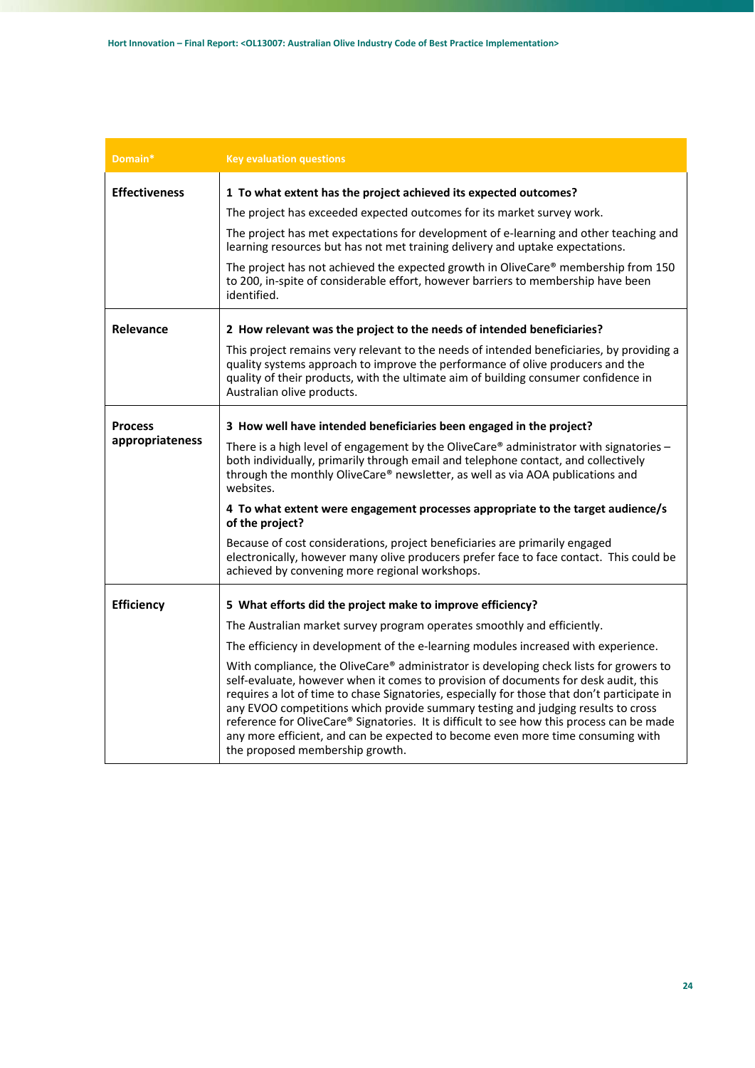| Domain* | Key evaluation questions |
|---|---|
| **Effectiveness** | **1 To what extent has the project achieved its expected outcomes?**<br><br>The project has exceeded expected outcomes for its market survey work.<br><br>The project has met expectations for development of e-learning and other teaching and learning resources but has not met training delivery and uptake expectations.<br><br>The project has not achieved the expected growth in OliveCare® membership from 150 to 200, in-spite of considerable effort, however barriers to membership have been identified. |
| **Relevance** | **2 How relevant was the project to the needs of intended beneficiaries?**<br><br>This project remains very relevant to the needs of intended beneficiaries, by providing a quality systems approach to improve the performance of olive producers and the quality of their products, with the ultimate aim of building consumer confidence in Australian olive products. |
| **Process appropriateness** | **3 How well have intended beneficiaries been engaged in the project?**<br><br>There is a high level of engagement by the OliveCare® administrator with signatories – both individually, primarily through email and telephone contact, and collectively through the monthly OliveCare® newsletter, as well as via AOA publications and websites.<br><br>**4 To what extent were engagement processes appropriate to the target audience/s of the project?**<br><br>Because of cost considerations, project beneficiaries are primarily engaged electronically, however many olive producers prefer face to face contact. This could be achieved by convening more regional workshops. |
| **Efficiency** | **5 What efforts did the project make to improve efficiency?**<br><br>The Australian market survey program operates smoothly and efficiently.<br><br>The efficiency in development of the e-learning modules increased with experience.<br><br>With compliance, the OliveCare® administrator is developing check lists for growers to self-evaluate, however when it comes to provision of documents for desk audit, this requires a lot of time to chase Signatories, especially for those that don't participate in any EVOO competitions which provide summary testing and judging results to cross reference for OliveCare® Signatories. It is difficult to see how this process can be made any more efficient, and can be expected to become even more time consuming with the proposed membership growth. |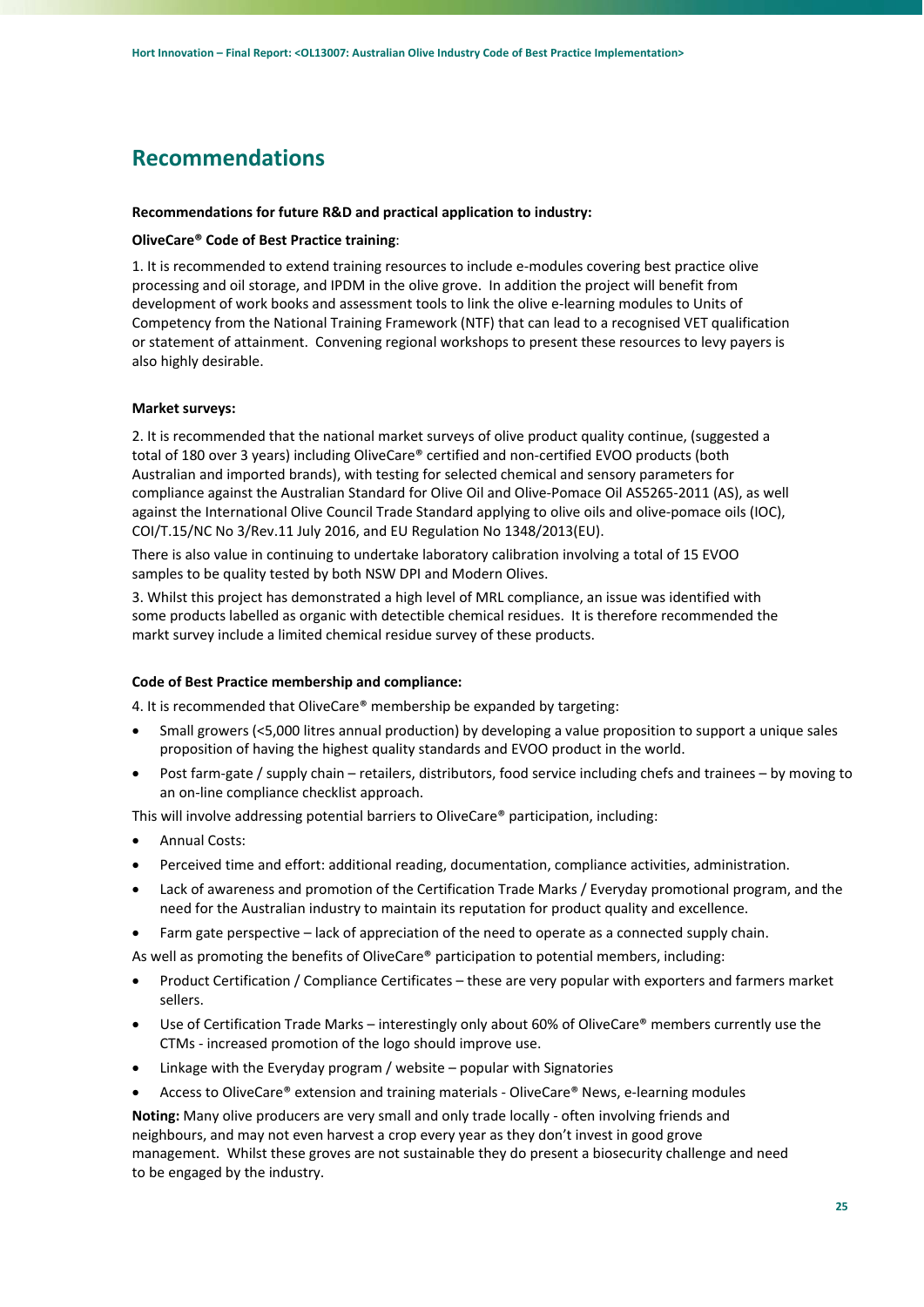# Recommendations

**Recommendations for future R&D and practical application to industry:**

**OliveCare® Code of Best Practice training**:

1. It is recommended to extend training resources to include e-modules covering best practice olive processing and oil storage, and IPDM in the olive grove. In addition the project will benefit from development of work books and assessment tools to link the olive e-learning modules to Units of Competency from the National Training Framework (NTF) that can lead to a recognised VET qualification or statement of attainment. Convening regional workshops to present these resources to levy payers is also highly desirable.

**Market surveys:**

2. It is recommended that the national market surveys of olive product quality continue, (suggested a total of 180 over 3 years) including OliveCare® certified and non-certified EVOO products (both Australian and imported brands), with testing for selected chemical and sensory parameters for compliance against the Australian Standard for Olive Oil and Olive-Pomace Oil AS5265-2011 (AS), as well against the International Olive Council Trade Standard applying to olive oils and olive-pomace oils (IOC), COI/T.15/NC No 3/Rev.11 July 2016, and EU Regulation No 1348/2013(EU).

There is also value in continuing to undertake laboratory calibration involving a total of 15 EVOO samples to be quality tested by both NSW DPI and Modern Olives.

3. Whilst this project has demonstrated a high level of MRL compliance, an issue was identified with some products labelled as organic with detectible chemical residues. It is therefore recommended the markt survey include a limited chemical residue survey of these products.

**Code of Best Practice membership and compliance:**

4. It is recommended that OliveCare® membership be expanded by targeting:

- Small growers (<5,000 litres annual production) by developing a value proposition to support a unique sales proposition of having the highest quality standards and EVOO product in the world.
- Post farm-gate / supply chain – retailers, distributors, food service including chefs and trainees – by moving to an on-line compliance checklist approach.

This will involve addressing potential barriers to OliveCare® participation, including:

- Annual Costs:
- Perceived time and effort: additional reading, documentation, compliance activities, administration.
- Lack of awareness and promotion of the Certification Trade Marks / Everyday promotional program, and the need for the Australian industry to maintain its reputation for product quality and excellence.
- Farm gate perspective – lack of appreciation of the need to operate as a connected supply chain.

As well as promoting the benefits of OliveCare® participation to potential members, including:

- Product Certification / Compliance Certificates – these are very popular with exporters and farmers market sellers.
- Use of Certification Trade Marks – interestingly only about 60% of OliveCare® members currently use the CTMs - increased promotion of the logo should improve use.
- Linkage with the Everyday program / website – popular with Signatories
- Access to OliveCare® extension and training materials - OliveCare® News, e-learning modules

**Noting:** Many olive producers are very small and only trade locally - often involving friends and neighbours, and may not even harvest a crop every year as they don't invest in good grove management. Whilst these groves are not sustainable they do present a biosecurity challenge and need to be engaged by the industry.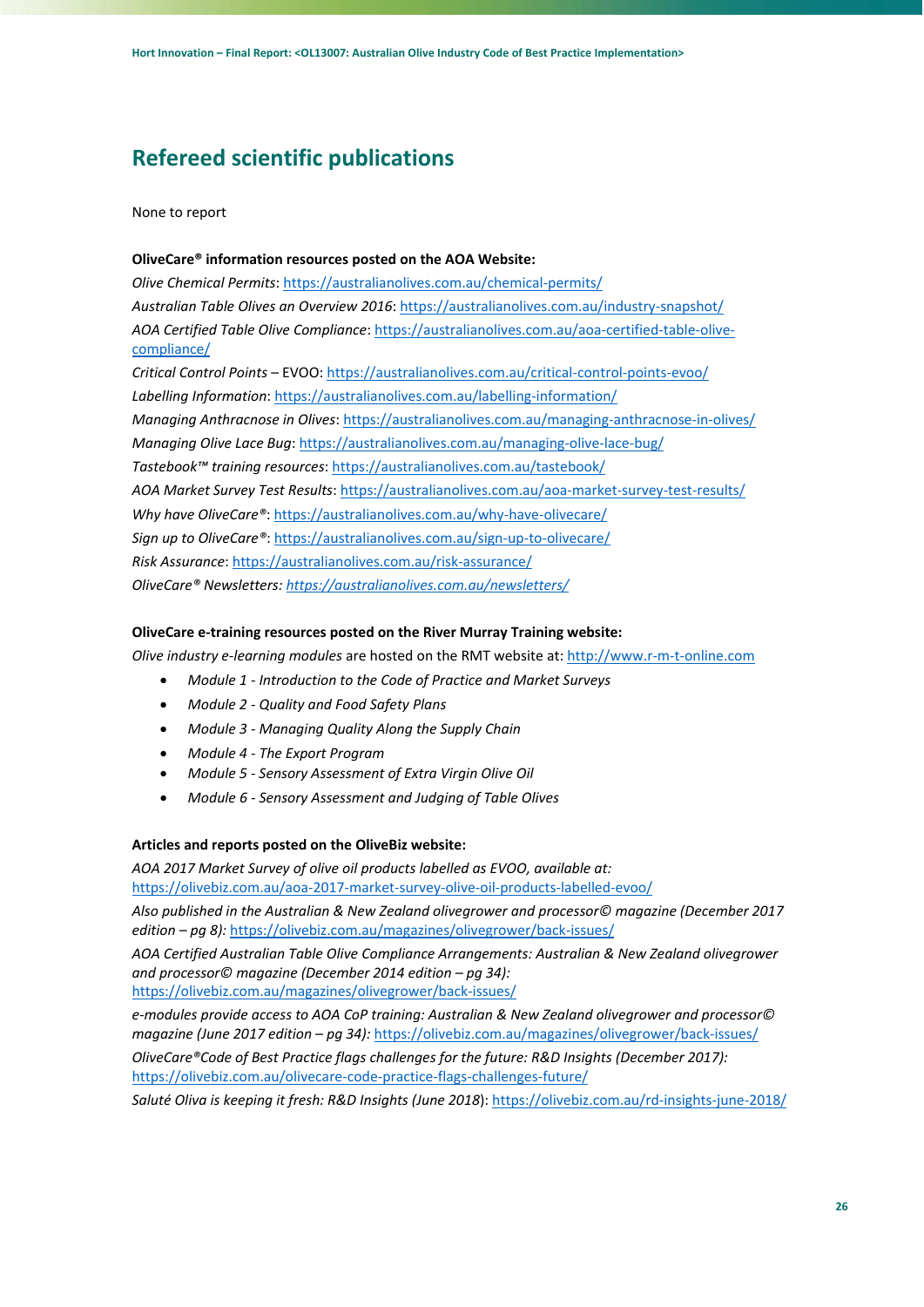## Refereed scientific publications

None to report

**OliveCare® information resources posted on the AOA Website:**

*Olive Chemical Permits*: https://australianolives.com.au/chemical-permits/

*Australian Table Olives an Overview 2016*: https://australianolives.com.au/industry-snapshot/

*AOA Certified Table Olive Compliance*: https://australianolives.com.au/aoa-certified-table-olive-compliance/

*Critical Control Points* – EVOO: https://australianolives.com.au/critical-control-points-evoo/

*Labelling Information*: https://australianolives.com.au/labelling-information/

*Managing Anthracnose in Olives*: https://australianolives.com.au/managing-anthracnose-in-olives/

*Managing Olive Lace Bug*: https://australianolives.com.au/managing-olive-lace-bug/

*Tastebook™ training resources*: https://australianolives.com.au/tastebook/

*AOA Market Survey Test Results*: https://australianolives.com.au/aoa-market-survey-test-results/

*Why have OliveCare®*: https://australianolives.com.au/why-have-olivecare/

*Sign up to OliveCare®*: https://australianolives.com.au/sign-up-to-olivecare/

*Risk Assurance*: https://australianolives.com.au/risk-assurance/

*OliveCare® Newsletters: https://australianolives.com.au/newsletters/*

**OliveCare e-training resources posted on the River Murray Training website:**

*Olive industry e-learning modules* are hosted on the RMT website at: http://www.r-m-t-online.com

- *Module 1 - Introduction to the Code of Practice and Market Surveys*
- *Module 2 - Quality and Food Safety Plans*
- *Module 3 - Managing Quality Along the Supply Chain*
- *Module 4 - The Export Program*
- *Module 5 - Sensory Assessment of Extra Virgin Olive Oil*
- *Module 6 - Sensory Assessment and Judging of Table Olives*

**Articles and reports posted on the OliveBiz website:**

*AOA 2017 Market Survey of olive oil products labelled as EVOO, available at:* https://olivebiz.com.au/aoa-2017-market-survey-olive-oil-products-labelled-evoo/

*Also published in the Australian & New Zealand olivegrower and processor© magazine (December 2017 edition – pg 8):* https://olivebiz.com.au/magazines/olivegrower/back-issues/

*AOA Certified Australian Table Olive Compliance Arrangements: Australian & New Zealand olivegrower and processor© magazine (December 2014 edition – pg 34):* https://olivebiz.com.au/magazines/olivegrower/back-issues/

*e-modules provide access to AOA CoP training: Australian & New Zealand olivegrower and processor© magazine (June 2017 edition – pg 34):* https://olivebiz.com.au/magazines/olivegrower/back-issues/

*OliveCare®Code of Best Practice flags challenges for the future: R&D Insights (December 2017):* https://olivebiz.com.au/olivecare-code-practice-flags-challenges-future/

*Saluté Oliva is keeping it fresh: R&D Insights (June 2018)*: https://olivebiz.com.au/rd-insights-june-2018/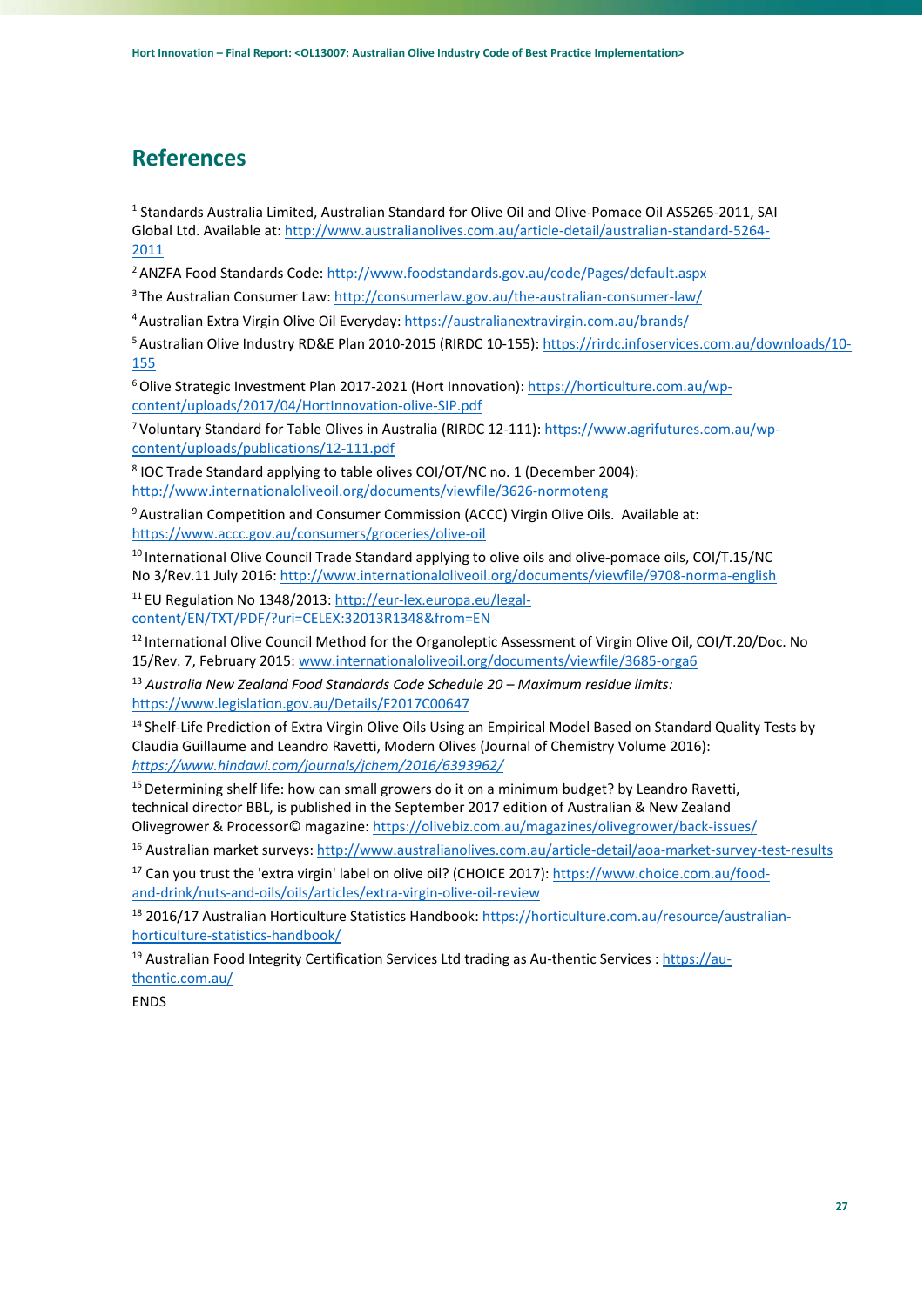# References

[1] Standards Australia Limited, Australian Standard for Olive Oil and Olive-Pomace Oil AS5265-2011, SAI Global Ltd. Available at: http://www.australianolives.com.au/article-detail/australian-standard-5264-2011

[2] ANZFA Food Standards Code: http://www.foodstandards.gov.au/code/Pages/default.aspx

[3] The Australian Consumer Law: http://consumerlaw.gov.au/the-australian-consumer-law/

[4] Australian Extra Virgin Olive Oil Everyday: https://australianextravirgin.com.au/brands/

[5] Australian Olive Industry RD&E Plan 2010-2015 (RIRDC 10-155): https://rirdc.infoservices.com.au/downloads/10-155

[6] Olive Strategic Investment Plan 2017-2021 (Hort Innovation): https://horticulture.com.au/wp-content/uploads/2017/04/HortInnovation-olive-SIP.pdf

[7] Voluntary Standard for Table Olives in Australia (RIRDC 12-111): https://www.agrifutures.com.au/wp-content/uploads/publications/12-111.pdf

[8] IOC Trade Standard applying to table olives COI/OT/NC no. 1 (December 2004): http://www.internationaloliveoil.org/documents/viewfile/3626-normoteng

[9] Australian Competition and Consumer Commission (ACCC) Virgin Olive Oils. Available at: https://www.accc.gov.au/consumers/groceries/olive-oil

[10] International Olive Council Trade Standard applying to olive oils and olive-pomace oils, COI/T.15/NC No 3/Rev.11 July 2016: http://www.internationaloliveoil.org/documents/viewfile/9708-norma-english

[11] EU Regulation No 1348/2013: http://eur-lex.europa.eu/legal-content/EN/TXT/PDF/?uri=CELEX:32013R1348&from=EN

[12] International Olive Council Method for the Organoleptic Assessment of Virgin Olive Oil**,** COI/T.20/Doc. No 15/Rev. 7, February 2015: www.internationaloliveoil.org/documents/viewfile/3685-orga6

[13] *Australia New Zealand Food Standards Code Schedule 20 – Maximum residue limits:* https://www.legislation.gov.au/Details/F2017C00647

[14] Shelf-Life Prediction of Extra Virgin Olive Oils Using an Empirical Model Based on Standard Quality Tests by Claudia Guillaume and Leandro Ravetti, Modern Olives (Journal of Chemistry Volume 2016): *https://www.hindawi.com/journals/jchem/2016/6393962/*

[15] Determining shelf life: how can small growers do it on a minimum budget? by Leandro Ravetti, technical director BBL, is published in the September 2017 edition of Australian & New Zealand Olivegrower & Processor© magazine: https://olivebiz.com.au/magazines/olivegrower/back-issues/

[16] Australian market surveys: http://www.australianolives.com.au/article-detail/aoa-market-survey-test-results

[17] Can you trust the 'extra virgin' label on olive oil? (CHOICE 2017): https://www.choice.com.au/food-and-drink/nuts-and-oils/oils/articles/extra-virgin-olive-oil-review

[18] 2016/17 Australian Horticulture Statistics Handbook: https://horticulture.com.au/resource/australian-horticulture-statistics-handbook/

[19] Australian Food Integrity Certification Services Ltd trading as Au-thentic Services : https://au-thentic.com.au/

ENDS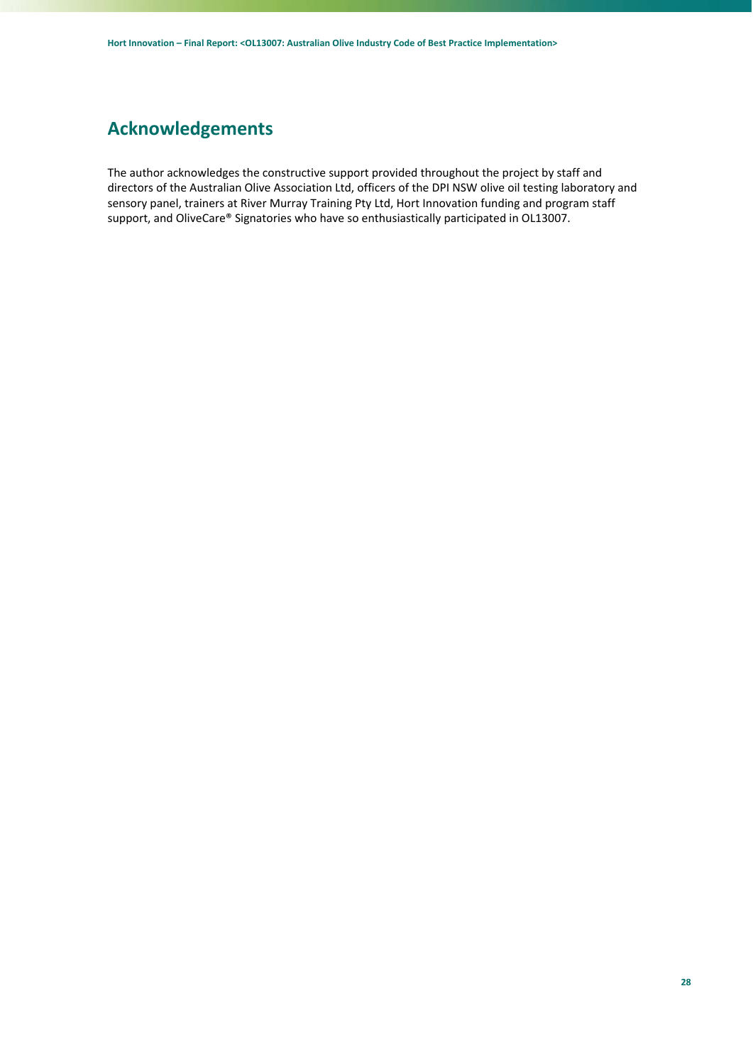# Acknowledgements

The author acknowledges the constructive support provided throughout the project by staff and directors of the Australian Olive Association Ltd, officers of the DPI NSW olive oil testing laboratory and sensory panel, trainers at River Murray Training Pty Ltd, Hort Innovation funding and program staff support, and OliveCare® Signatories who have so enthusiastically participated in OL13007.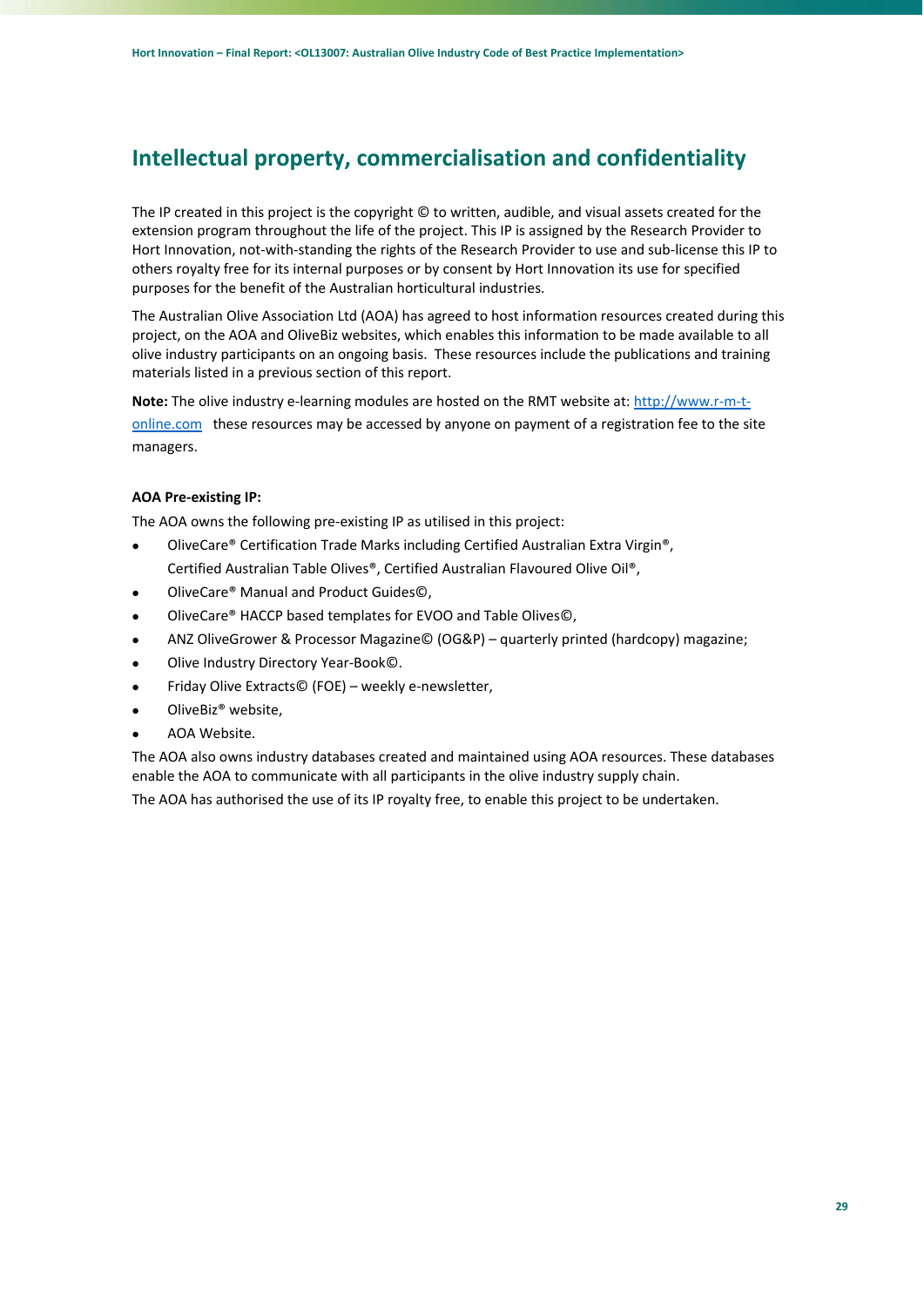## Intellectual property, commercialisation and confidentiality

The IP created in this project is the copyright © to written, audible, and visual assets created for the extension program throughout the life of the project. This IP is assigned by the Research Provider to Hort Innovation, not-with-standing the rights of the Research Provider to use and sub-license this IP to others royalty free for its internal purposes or by consent by Hort Innovation its use for specified purposes for the benefit of the Australian horticultural industries.

The Australian Olive Association Ltd (AOA) has agreed to host information resources created during this project, on the AOA and OliveBiz websites, which enables this information to be made available to all olive industry participants on an ongoing basis. These resources include the publications and training materials listed in a previous section of this report.

**Note:** The olive industry e-learning modules are hosted on the RMT website at: [http://www.r-m-t-online.com](http://www.r-m-t-online.com) these resources may be accessed by anyone on payment of a registration fee to the site managers.

**AOA Pre-existing IP:**

The AOA owns the following pre-existing IP as utilised in this project:

- OliveCare® Certification Trade Marks including Certified Australian Extra Virgin®, Certified Australian Table Olives®, Certified Australian Flavoured Olive Oil®,
- OliveCare® Manual and Product Guides©,
- OliveCare® HACCP based templates for EVOO and Table Olives©,
- ANZ OliveGrower & Processor Magazine© (OG&P) – quarterly printed (hardcopy) magazine;
- Olive Industry Directory Year-Book©.
- Friday Olive Extracts© (FOE) – weekly e-newsletter,
- OliveBiz® website,
- AOA Website.

The AOA also owns industry databases created and maintained using AOA resources. These databases enable the AOA to communicate with all participants in the olive industry supply chain.

The AOA has authorised the use of its IP royalty free, to enable this project to be undertaken.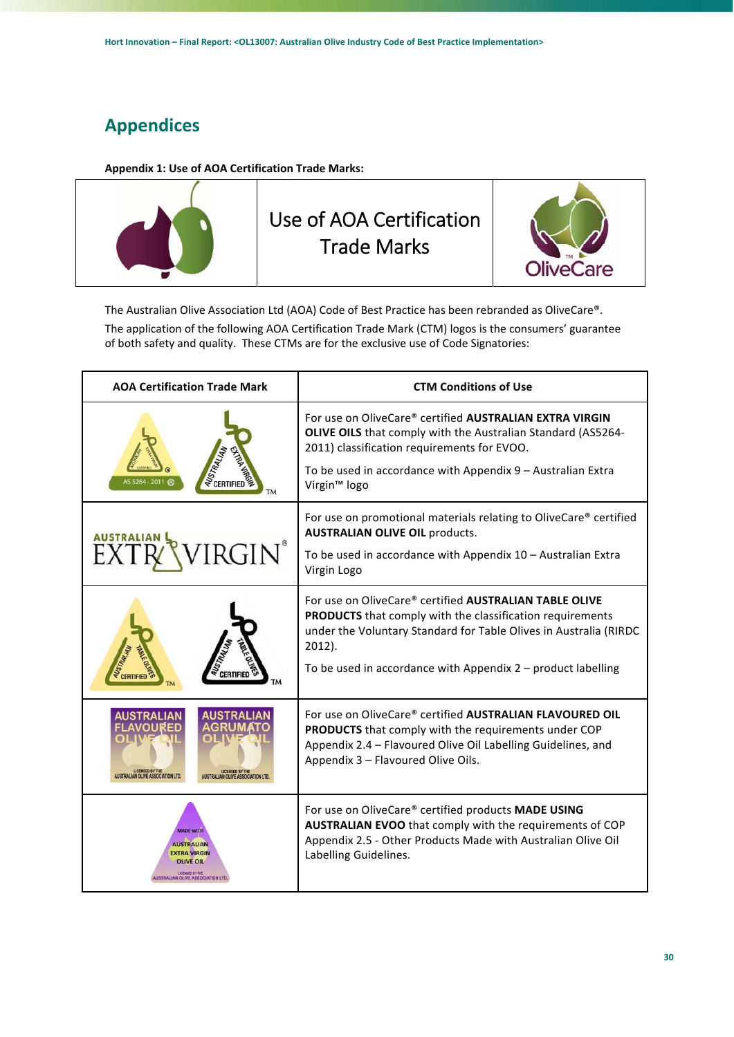# Appendices

**Appendix 1: Use of AOA Certification Trade Marks:**

| | Use of AOA Certification Trade Marks | |
|---|---|---|

The Australian Olive Association Ltd (AOA) Code of Best Practice has been rebranded as OliveCare®.

The application of the following AOA Certification Trade Mark (CTM) logos is the consumers' guarantee of both safety and quality. These CTMs are for the exclusive use of Code Signatories:

| AOA Certification Trade Mark | CTM Conditions of Use |
|---|---|
| | For use on OliveCare® certified **AUSTRALIAN EXTRA VIRGIN OLIVE OILS** that comply with the Australian Standard (AS5264-2011) classification requirements for EVOO. To be used in accordance with Appendix 9 – Australian Extra Virgin™ logo |
| | For use on promotional materials relating to OliveCare® certified **AUSTRALIAN OLIVE OIL** products. To be used in accordance with Appendix 10 – Australian Extra Virgin Logo |
| | For use on OliveCare® certified **AUSTRALIAN TABLE OLIVE PRODUCTS** that comply with the classification requirements under the Voluntary Standard for Table Olives in Australia (RIRDC 2012). To be used in accordance with Appendix 2 – product labelling |
| | For use on OliveCare® certified **AUSTRALIAN FLAVOURED OIL PRODUCTS** that comply with the requirements under COP Appendix 2.4 – Flavoured Olive Oil Labelling Guidelines, and Appendix 3 – Flavoured Olive Oils. |
| | For use on OliveCare® certified products **MADE USING AUSTRALIAN EVOO** that comply with the requirements of COP Appendix 2.5 - Other Products Made with Australian Olive Oil Labelling Guidelines. |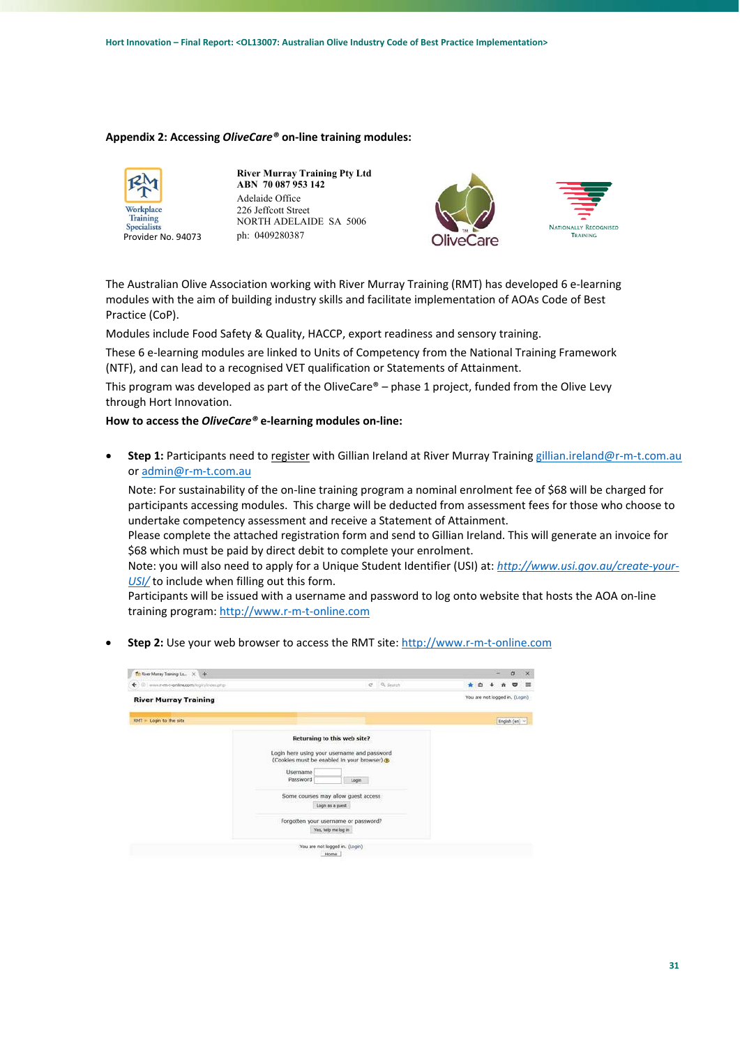## Appendix 2: Accessing *OliveCare®* on-line training modules:

Workplace Training Specialists
Provider No. 94073

**River Murray Training Pty Ltd**
**ABN 70 087 953 142**
Adelaide Office
226 Jeffcott Street
NORTH ADELAIDE SA 5006
ph: 0409280387

OliveCare

Nationally Recognised Training

The Australian Olive Association working with River Murray Training (RMT) has developed 6 e-learning modules with the aim of building industry skills and facilitate implementation of AOAs Code of Best Practice (CoP).

Modules include Food Safety & Quality, HACCP, export readiness and sensory training.

These 6 e-learning modules are linked to Units of Competency from the National Training Framework (NTF), and can lead to a recognised VET qualification or Statements of Attainment.

This program was developed as part of the OliveCare® – phase 1 project, funded from the Olive Levy through Hort Innovation.

**How to access the *OliveCare®* e-learning modules on-line:**

- **Step 1:** Participants need to register with Gillian Ireland at River Murray Training gillian.ireland@r-m-t.com.au or admin@r-m-t.com.au

  Note: For sustainability of the on-line training program a nominal enrolment fee of $68 will be charged for participants accessing modules. This charge will be deducted from assessment fees for those who choose to undertake competency assessment and receive a Statement of Attainment.
  Please complete the attached registration form and send to Gillian Ireland. This will generate an invoice for $68 which must be paid by direct debit to complete your enrolment.
  Note: you will also need to apply for a Unique Student Identifier (USI) at: *http://www.usi.gov.au/create-your-USI/* to include when filling out this form.
  Participants will be issued with a username and password to log onto website that hosts the AOA on-line training program: http://www.r-m-t-online.com

- **Step 2:** Use your web browser to access the RMT site: http://www.r-m-t-online.com

River Murray Training

You are not logged in. (Login)

RMT ▸ Login to the site

English (en)

**Returning to this web site?**

Login here using your username and password
(Cookies must be enabled in your browser)

Username
Password
Login

Some courses may allow guest access
Login as a guest

Forgotten your username or password?
Yes, help me log in

You are not logged in. (Login)
Home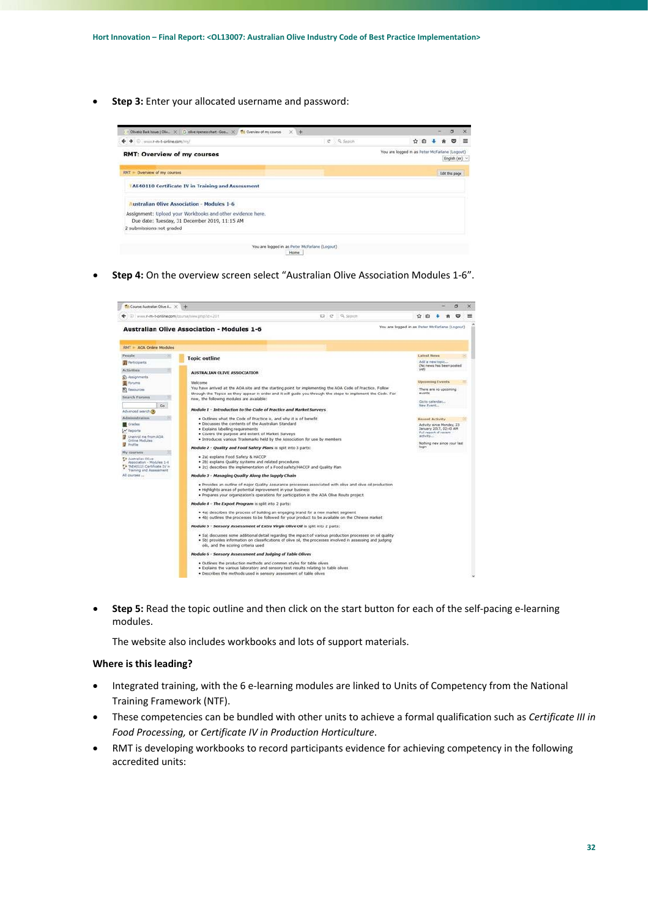- **Step 3:** Enter your allocated username and password:

- **Step 4:** On the overview screen select "Australian Olive Association Modules 1-6".

- **Step 5:** Read the topic outline and then click on the start button for each of the self-pacing e-learning modules.

  The website also includes workbooks and lots of support materials.

**Where is this leading?**

- Integrated training, with the 6 e-learning modules are linked to Units of Competency from the National Training Framework (NTF).
- These competencies can be bundled with other units to achieve a formal qualification such as *Certificate III in Food Processing,* or *Certificate IV in Production Horticulture*.
- RMT is developing workbooks to record participants evidence for achieving competency in the following accredited units: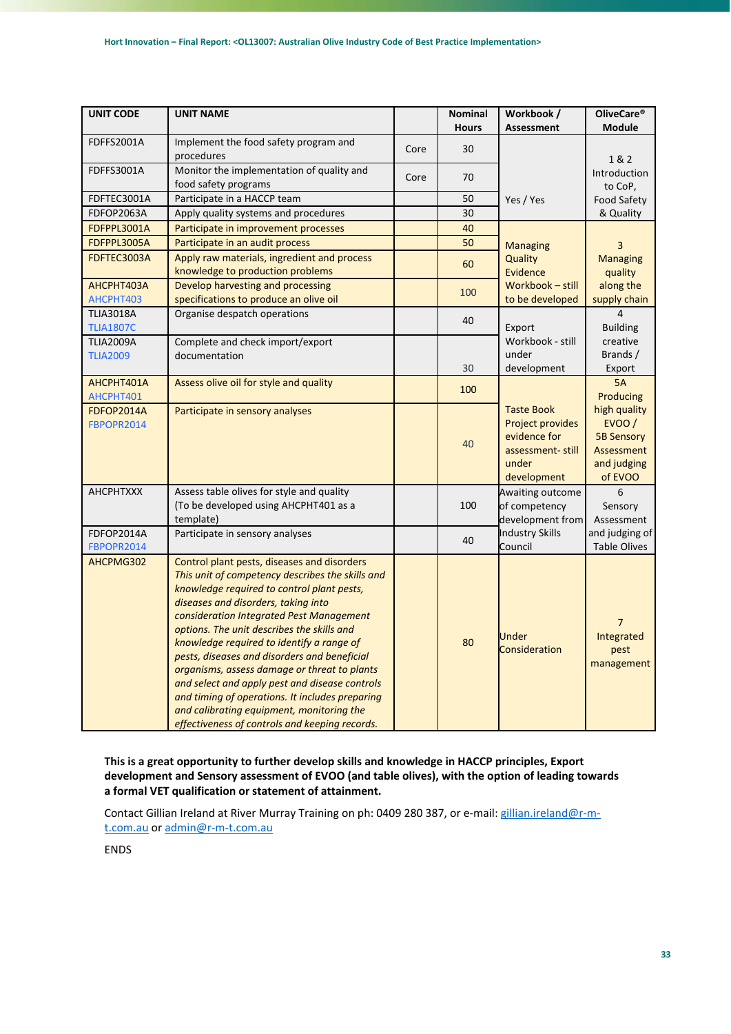| UNIT CODE | UNIT NAME | | Nominal Hours | Workbook / Assessment | OliveCare® Module |
|---|---|---|---|---|---|
| FDFFS2001A | Implement the food safety program and procedures | Core | 30 | Yes / Yes | 1 & 2 Introduction to CoP, Food Safety & Quality |
| FDFFS3001A | Monitor the implementation of quality and food safety programs | Core | 70 | | |
| FDFTEC3001A | Participate in a HACCP team | | 50 | | |
| FDFOP2063A | Apply quality systems and procedures | | 30 | | |
| FDFPPL3001A | Participate in improvement processes | | 40 | Managing Quality Evidence Workbook – still to be developed | 3 Managing quality along the supply chain |
| FDFPPL3005A | Participate in an audit process | | 50 | | |
| FDFTEC3003A | Apply raw materials, ingredient and process knowledge to production problems | | 60 | | |
| AHCPHT403A AHCPHT403 | Develop harvesting and processing specifications to produce an olive oil | | 100 | | |
| TLIA3018A TLIA1807C | Organise despatch operations | | 40 | Export Workbook - still under development | 4 Building creative Brands / Export |
| TLIA2009A TLIA2009 | Complete and check import/export documentation | | 30 | | |
| AHCPHT401A AHCPHT401 | Assess olive oil for style and quality | | 100 | Taste Book Project provides evidence for assessment- still under development | 5A Producing high quality EVOO / 5B Sensory Assessment and judging of EVOO |
| FDFOP2014A FBPOPR2014 | Participate in sensory analyses | | 40 | | |
| AHCPHTXXX | Assess table olives for style and quality (To be developed using AHCPHT401 as a template) | | 100 | Awaiting outcome of competency development from Industry Skills Council | 6 Sensory Assessment and judging of Table Olives |
| FDFOP2014A FBPOPR2014 | Participate in sensory analyses | | 40 | | |
| AHCPMG302 | Control plant pests, diseases and disorders *This unit of competency describes the skills and knowledge required to control plant pests, diseases and disorders, taking into consideration Integrated Pest Management options. The unit describes the skills and knowledge required to identify a range of pests, diseases and disorders and beneficial organisms, assess damage or threat to plants and select and apply pest and disease controls and timing of operations. It includes preparing and calibrating equipment, monitoring the effectiveness of controls and keeping records.* | | 80 | Under Consideration | 7 Integrated pest management |

**This is a great opportunity to further develop skills and knowledge in HACCP principles, Export development and Sensory assessment of EVOO (and table olives), with the option of leading towards a formal VET qualification or statement of attainment.**

Contact Gillian Ireland at River Murray Training on ph: 0409 280 387, or e-mail: gillian.ireland@r-m-t.com.au or admin@r-m-t.com.au

ENDS